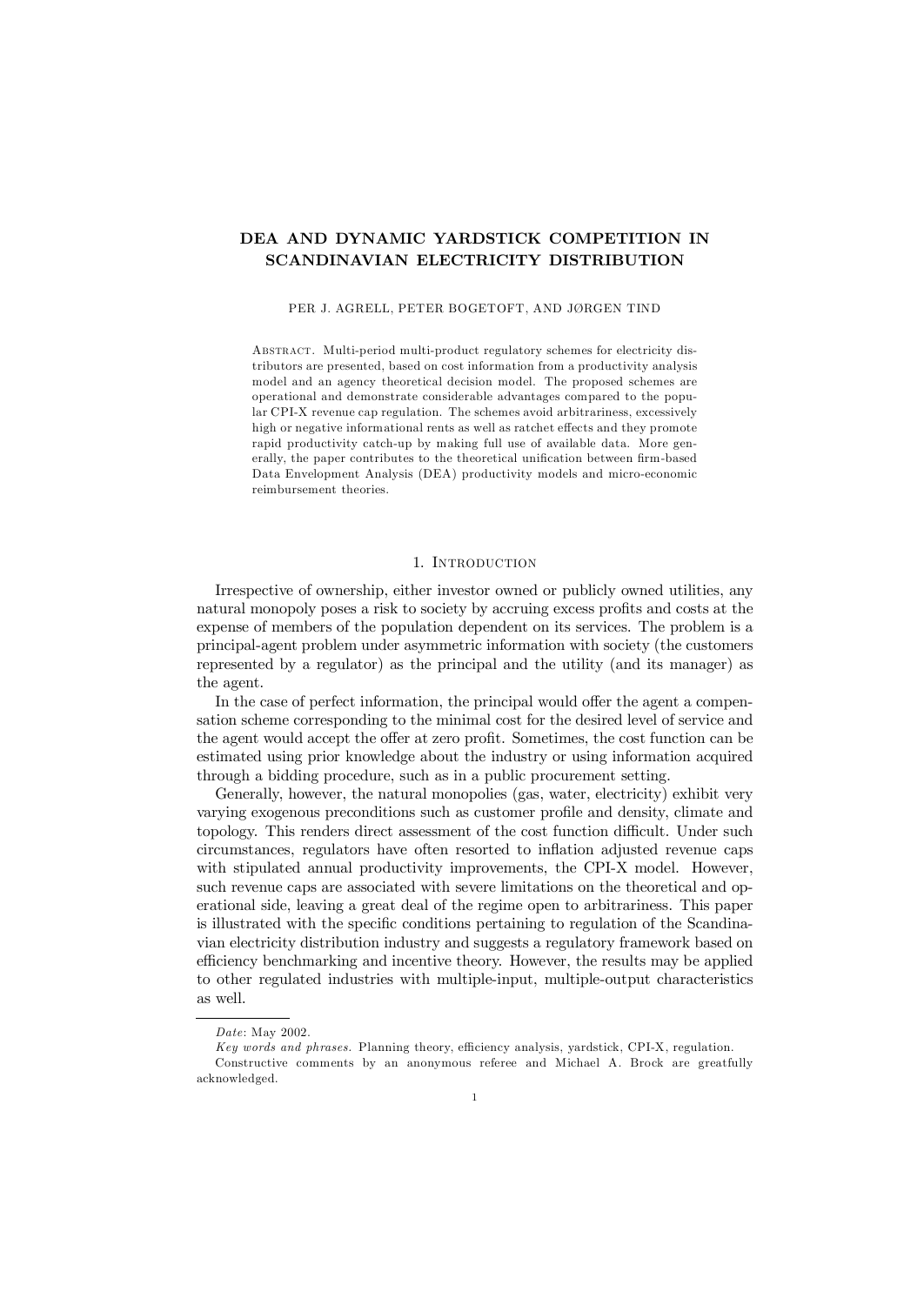# DEA AND DYNAMIC YARDSTICK COMPETITION IN SCANDINAVIAN ELECTRICITY DISTRIBUTION

PER J. AGRELL, PETER BOGETOFT, AND JØRGEN TIND

ABSTRACT. Multi-period multi-product regulatory schemes for electricity distributors are presented, based on cost information from a productivity analysis model and an agency theoretical decision model. The proposed schemes are operational and demonstrate considerable advantages compared to the popular CPI-X revenue cap regulation. The schemes avoid arbitrariness, excessively high or negative informational rents as well as ratchet effects and they promote rapid productivity catch-up by making full use of available data. More generally, the paper contributes to the theoretical unification between firm-based Data Envelopment Analysis (DEA) productivity models and micro-economic reimbursement theories.

## 1. INTRODUCTION

Irrespective of ownership, either investor owned or publicly owned utilities, any natural monopoly poses a risk to society by accruing excess profits and costs at the expense of members of the population dependent on its services. The problem is a principal-agent problem under asymmetric information with society (the customers represented by a regulator) as the principal and the utility (and its manager) as the agent.

In the case of perfect information, the principal would offer the agent a compensation scheme corresponding to the minimal cost for the desired level of service and the agent would accept the offer at zero profit. Sometimes, the cost function can be estimated using prior knowledge about the industry or using information acquired through a bidding procedure, such as in a public procurement setting.

Generally, however, the natural monopolies (gas, water, electricity) exhibit very varying exogenous preconditions such as customer profile and density, climate and topology. This renders direct assessment of the cost function difficult. Under such circumstances, regulators have often resorted to inflation adjusted revenue caps with stipulated annual productivity improvements, the CPI-X model. However, such revenue caps are associated with severe limitations on the theoretical and operational side, leaving a great deal of the regime open to arbitrariness. This paper is illustrated with the specific conditions pertaining to regulation of the Scandinavian electricity distribution industry and suggests a regulatory framework based on efficiency benchmarking and incentive theory. However, the results may be applied to other regulated industries with multiple-input, multiple-output characteristics as well.

---

*Date*: May 2002.

*Key words and phrases.* Planning theory, efficiency analysis, yardstick, CPI-X, regulation.

Constructive comments by an anonymous referee and Michael A. Brock are greatfully acknowledged.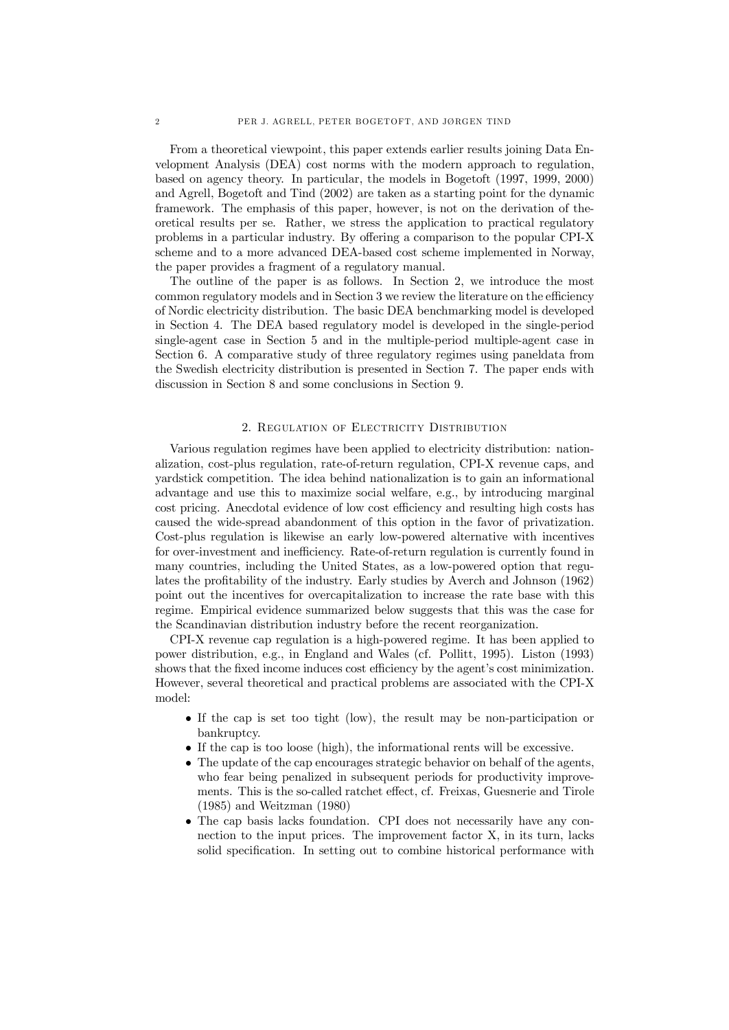From a theoretical viewpoint, this paper extends earlier results joining Data Envelopment Analysis (DEA) cost norms with the modern approach to regulation, based on agency theory. In particular, the models in Bogetoft (1997, 1999, 2000) and Agrell, Bogetoft and Tind (2002) are taken as a starting point for the dynamic framework. The emphasis of this paper, however, is not on the derivation of theoretical results per se. Rather, we stress the application to practical regulatory problems in a particular industry. By offering a comparison to the popular CPI-X scheme and to a more advanced DEA-based cost scheme implemented in Norway, the paper provides a fragment of a regulatory manual.

The outline of the paper is as follows. In Section 2, we introduce the most common regulatory models and in Section 3 we review the literature on the efficiency of Nordic electricity distribution. The basic DEA benchmarking model is developed in Section 4. The DEA based regulatory model is developed in the single-period single-agent case in Section 5 and in the multiple-period multiple-agent case in Section 6. A comparative study of three regulatory regimes using paneldata from the Swedish electricity distribution is presented in Section 7. The paper ends with discussion in Section 8 and some conclusions in Section 9.

## 2. Regulation of Electricity Distribution

Various regulation regimes have been applied to electricity distribution: nationalization, cost-plus regulation, rate-of-return regulation, CPI-X revenue caps, and yardstick competition. The idea behind nationalization is to gain an informational advantage and use this to maximize social welfare, e.g., by introducing marginal cost pricing. Anecdotal evidence of low cost efficiency and resulting high costs has caused the wide-spread abandonment of this option in the favor of privatization. Cost-plus regulation is likewise an early low-powered alternative with incentives for over-investment and inefficiency. Rate-of-return regulation is currently found in many countries, including the United States, as a low-powered option that regulates the profitability of the industry. Early studies by Averch and Johnson (1962) point out the incentives for overcapitalization to increase the rate base with this regime. Empirical evidence summarized below suggests that this was the case for the Scandinavian distribution industry before the recent reorganization.

CPI-X revenue cap regulation is a high-powered regime. It has been applied to power distribution, e.g., in England and Wales (cf. Pollitt, 1995). Liston (1993) shows that the fixed income induces cost efficiency by the agent's cost minimization. However, several theoretical and practical problems are associated with the CPI-X model:

- If the cap is set too tight (low), the result may be non-participation or bankruptcy.
- If the cap is too loose (high), the informational rents will be excessive.
- The update of the cap encourages strategic behavior on behalf of the agents, who fear being penalized in subsequent periods for productivity improvements. This is the so-called ratchet effect, cf. Freixas, Guesnerie and Tirole (1985) and Weitzman (1980)
- The cap basis lacks foundation. CPI does not necessarily have any connection to the input prices. The improvement factor X, in its turn, lacks solid specification. In setting out to combine historical performance with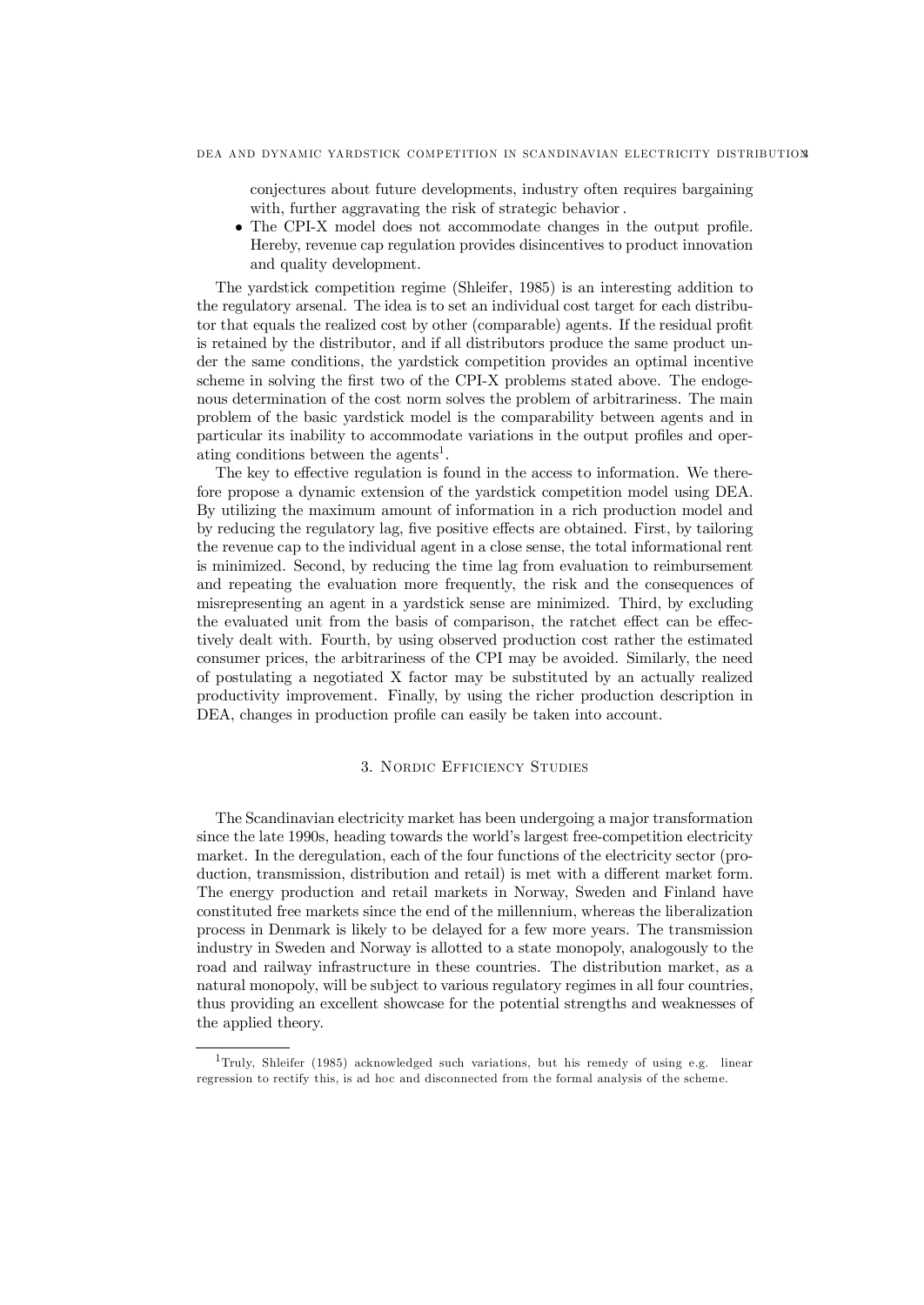conjectures about future developments, industry often requires bargaining with, further aggravating the risk of strategic behavior .

- The CPI-X model does not accommodate changes in the output profile. Hereby, revenue cap regulation provides disincentives to product innovation and quality development.

The yardstick competition regime (Shleifer, 1985) is an interesting addition to the regulatory arsenal. The idea is to set an individual cost target for each distributor that equals the realized cost by other (comparable) agents. If the residual profit is retained by the distributor, and if all distributors produce the same product under the same conditions, the yardstick competition provides an optimal incentive scheme in solving the first two of the CPI-X problems stated above. The endogenous determination of the cost norm solves the problem of arbitrariness. The main problem of the basic yardstick model is the comparability between agents and in particular its inability to accommodate variations in the output profiles and operating conditions between the agents[1].

The key to effective regulation is found in the access to information. We therefore propose a dynamic extension of the yardstick competition model using DEA. By utilizing the maximum amount of information in a rich production model and by reducing the regulatory lag, five positive effects are obtained. First, by tailoring the revenue cap to the individual agent in a close sense, the total informational rent is minimized. Second, by reducing the time lag from evaluation to reimbursement and repeating the evaluation more frequently, the risk and the consequences of misrepresenting an agent in a yardstick sense are minimized. Third, by excluding the evaluated unit from the basis of comparison, the ratchet effect can be effectively dealt with. Fourth, by using observed production cost rather the estimated consumer prices, the arbitrariness of the CPI may be avoided. Similarly, the need of postulating a negotiated X factor may be substituted by an actually realized productivity improvement. Finally, by using the richer production description in DEA, changes in production profile can easily be taken into account.

## 3. Nordic Efficiency Studies

The Scandinavian electricity market has been undergoing a major transformation since the late 1990s, heading towards the world's largest free-competition electricity market. In the deregulation, each of the four functions of the electricity sector (production, transmission, distribution and retail) is met with a different market form. The energy production and retail markets in Norway, Sweden and Finland have constituted free markets since the end of the millennium, whereas the liberalization process in Denmark is likely to be delayed for a few more years. The transmission industry in Sweden and Norway is allotted to a state monopoly, analogously to the road and railway infrastructure in these countries. The distribution market, as a natural monopoly, will be subject to various regulatory regimes in all four countries, thus providing an excellent showcase for the potential strengths and weaknesses of the applied theory.

[1] Truly, Shleifer (1985) acknowledged such variations, but his remedy of using e.g. linear regression to rectify this, is ad hoc and disconnected from the formal analysis of the scheme.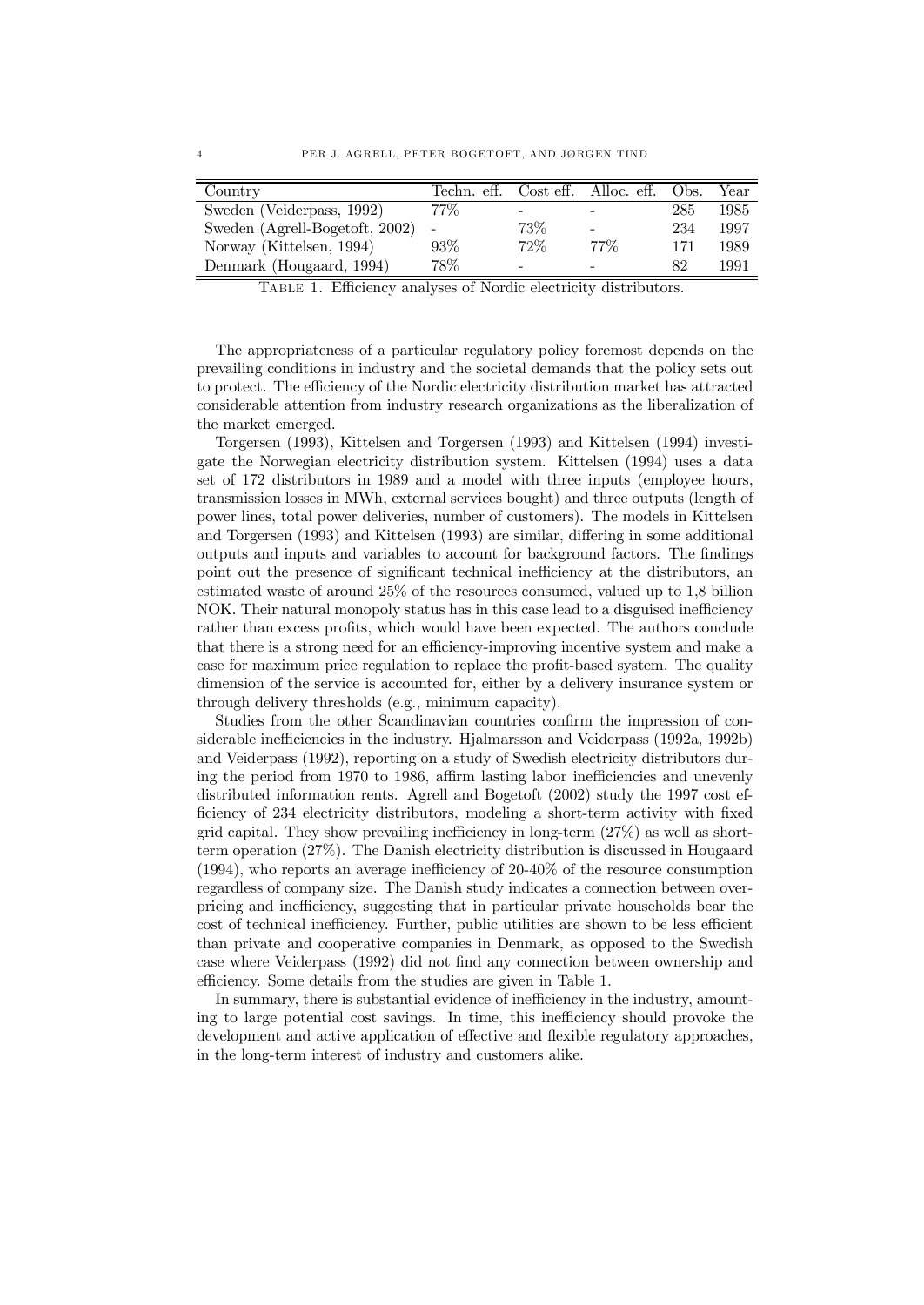| Country | Techn. eff. | Cost eff. | Alloc. eff. | Obs. | Year |
|---|---|---|---|---|---|
| Sweden (Veiderpass, 1992) | 77% | - | - | 285 | 1985 |
| Sweden (Agrell-Bogetoft, 2002) | - | 73% | - | 234 | 1997 |
| Norway (Kittelsen, 1994) | 93% | 72% | 77% | 171 | 1989 |
| Denmark (Hougaard, 1994) | 78% | - | - | 82 | 1991 |

Table 1. Efficiency analyses of Nordic electricity distributors.

The appropriateness of a particular regulatory policy foremost depends on the prevailing conditions in industry and the societal demands that the policy sets out to protect. The efficiency of the Nordic electricity distribution market has attracted considerable attention from industry research organizations as the liberalization of the market emerged.

Torgersen (1993), Kittelsen and Torgersen (1993) and Kittelsen (1994) investigate the Norwegian electricity distribution system. Kittelsen (1994) uses a data set of 172 distributors in 1989 and a model with three inputs (employee hours, transmission losses in MWh, external services bought) and three outputs (length of power lines, total power deliveries, number of customers). The models in Kittelsen and Torgersen (1993) and Kittelsen (1993) are similar, differing in some additional outputs and inputs and variables to account for background factors. The findings point out the presence of significant technical inefficiency at the distributors, an estimated waste of around 25% of the resources consumed, valued up to 1,8 billion NOK. Their natural monopoly status has in this case lead to a disguised inefficiency rather than excess profits, which would have been expected. The authors conclude that there is a strong need for an efficiency-improving incentive system and make a case for maximum price regulation to replace the profit-based system. The quality dimension of the service is accounted for, either by a delivery insurance system or through delivery thresholds (e.g., minimum capacity).

Studies from the other Scandinavian countries confirm the impression of considerable inefficiencies in the industry. Hjalmarsson and Veiderpass (1992a, 1992b) and Veiderpass (1992), reporting on a study of Swedish electricity distributors during the period from 1970 to 1986, affirm lasting labor inefficiencies and unevenly distributed information rents. Agrell and Bogetoft (2002) study the 1997 cost efficiency of 234 electricity distributors, modeling a short-term activity with fixed grid capital. They show prevailing inefficiency in long-term (27%) as well as short-term operation (27%). The Danish electricity distribution is discussed in Hougaard (1994), who reports an average inefficiency of 20-40% of the resource consumption regardless of company size. The Danish study indicates a connection between overpricing and inefficiency, suggesting that in particular private households bear the cost of technical inefficiency. Further, public utilities are shown to be less efficient than private and cooperative companies in Denmark, as opposed to the Swedish case where Veiderpass (1992) did not find any connection between ownership and efficiency. Some details from the studies are given in Table 1.

In summary, there is substantial evidence of inefficiency in the industry, amounting to large potential cost savings. In time, this inefficiency should provoke the development and active application of effective and flexible regulatory approaches, in the long-term interest of industry and customers alike.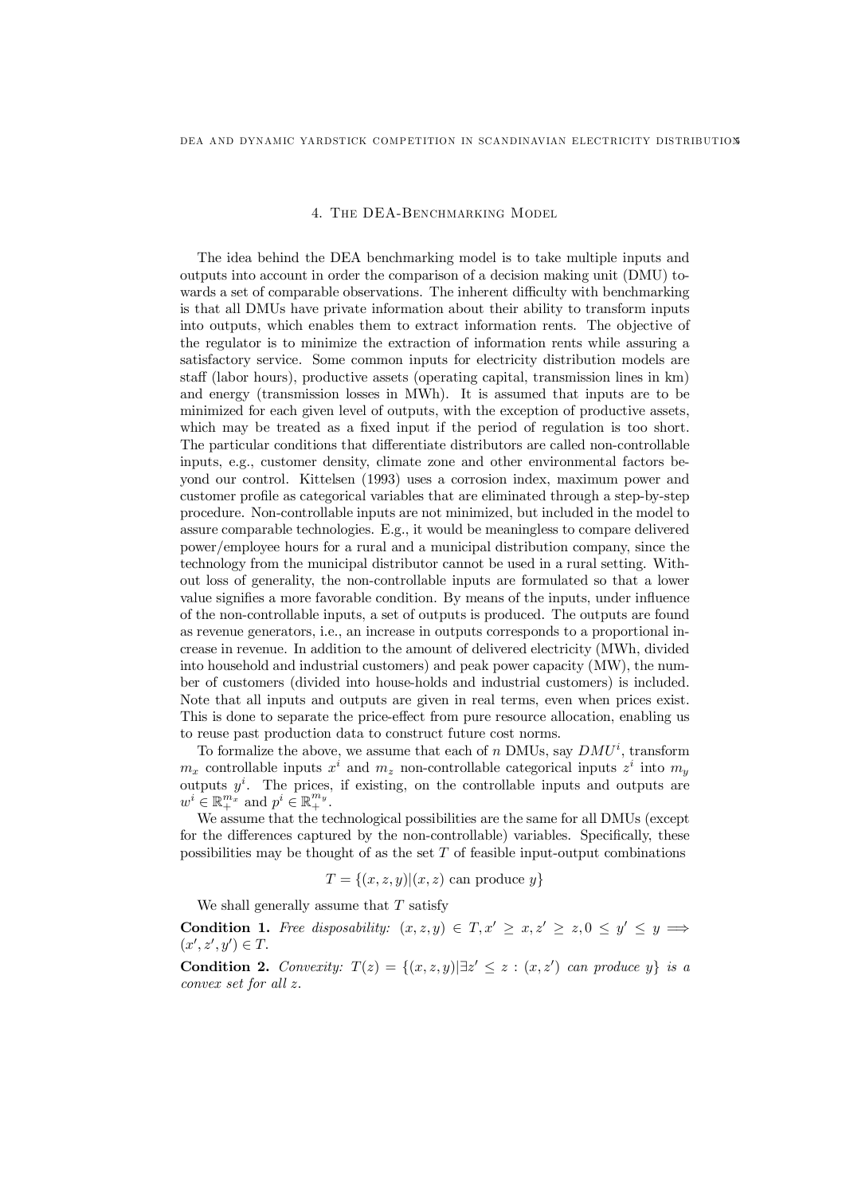## 4. The DEA-Benchmarking Model

The idea behind the DEA benchmarking model is to take multiple inputs and outputs into account in order the comparison of a decision making unit (DMU) towards a set of comparable observations. The inherent difficulty with benchmarking is that all DMUs have private information about their ability to transform inputs into outputs, which enables them to extract information rents. The objective of the regulator is to minimize the extraction of information rents while assuring a satisfactory service. Some common inputs for electricity distribution models are staff (labor hours), productive assets (operating capital, transmission lines in km) and energy (transmission losses in MWh). It is assumed that inputs are to be minimized for each given level of outputs, with the exception of productive assets, which may be treated as a fixed input if the period of regulation is too short. The particular conditions that differentiate distributors are called non-controllable inputs, e.g., customer density, climate zone and other environmental factors beyond our control. Kittelsen (1993) uses a corrosion index, maximum power and customer profile as categorical variables that are eliminated through a step-by-step procedure. Non-controllable inputs are not minimized, but included in the model to assure comparable technologies. E.g., it would be meaningless to compare delivered power/employee hours for a rural and a municipal distribution company, since the technology from the municipal distributor cannot be used in a rural setting. Without loss of generality, the non-controllable inputs are formulated so that a lower value signifies a more favorable condition. By means of the inputs, under influence of the non-controllable inputs, a set of outputs is produced. The outputs are found as revenue generators, i.e., an increase in outputs corresponds to a proportional increase in revenue. In addition to the amount of delivered electricity (MWh, divided into household and industrial customers) and peak power capacity (MW), the number of customers (divided into house-holds and industrial customers) is included. Note that all inputs and outputs are given in real terms, even when prices exist. This is done to separate the price-effect from pure resource allocation, enabling us to reuse past production data to construct future cost norms.

To formalize the above, we assume that each of $n$ DMUs, say $DMU^i$, transform $m_x$ controllable inputs $x^i$ and $m_z$ non-controllable categorical inputs $z^i$ into $m_y$ outputs $y^i$. The prices, if existing, on the controllable inputs and outputs are $w^i \in \mathbb{R}_+^{m_x}$ and $p^i \in \mathbb{R}_+^{m_y}$.

We assume that the technological possibilities are the same for all DMUs (except for the differences captured by the non-controllable) variables. Specifically, these possibilities may be thought of as the set $T$ of feasible input-output combinations

$$T = \{(x, z, y) | (x, z) \text{ can produce } y\}$$

We shall generally assume that $T$ satisfy

**Condition 1.** *Free disposability:* $(x, z, y) \in T, x' \geq x, z' \geq z, 0 \leq y' \leq y \Longrightarrow (x', z', y') \in T$.

**Condition 2.** *Convexity:* $T(z) = \{(x, z, y) | \exists z' \leq z : (x, z') \text{ can produce } y\}$ *is a convex set for all* $z$.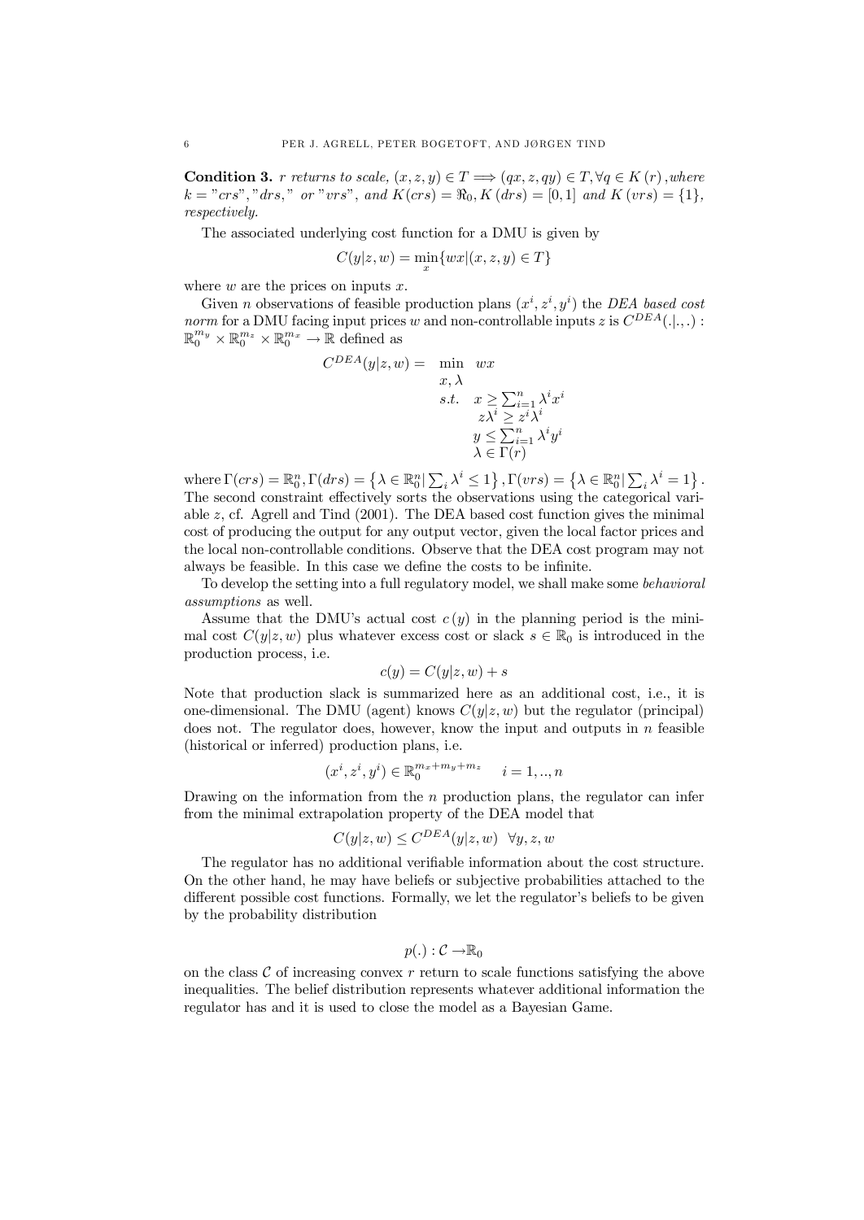**Condition 3.** *$r$ returns to scale, $(x, z, y) \in T \Longrightarrow (qx, z, qy) \in T, \forall q \in K(r)$, where $k =$ "crs", "drs," or "vrs", and $K(crs) = \Re_0, K(drs) = [0, 1]$ and $K(vrs) = \{1\}$, respectively.*

The associated underlying cost function for a DMU is given by

$$C(y|z, w) = \min_x \{wx | (x, z, y) \in T\}$$

where $w$ are the prices on inputs $x$.

Given $n$ observations of feasible production plans $(x^i, z^i, y^i)$ the *DEA based cost norm* for a DMU facing input prices $w$ and non-controllable inputs $z$ is $C^{DEA}(.|.,.) : \mathbb{R}_0^{m_y} \times \mathbb{R}_0^{m_z} \times \mathbb{R}_0^{m_x} \rightarrow \mathbb{R}$ defined as

$$\begin{aligned} C^{DEA}(y|z, w) = \quad & \min_{x, \lambda} \quad wx \\ & s.t. \quad x \geq \sum_{i=1}^n \lambda^i x^i \\ & \qquad z\lambda^i \geq z^i \lambda^i \\ & \qquad y \leq \sum_{i=1}^n \lambda^i y^i \\ & \qquad \lambda \in \Gamma(r) \end{aligned}$$

where $\Gamma(crs) = \mathbb{R}_0^n, \Gamma(drs) = \left\{\lambda \in \mathbb{R}_0^n | \sum_i \lambda^i \leq 1\right\}, \Gamma(vrs) = \left\{\lambda \in \mathbb{R}_0^n | \sum_i \lambda^i = 1\right\}$. The second constraint effectively sorts the observations using the categorical variable $z$, cf. Agrell and Tind (2001). The DEA based cost function gives the minimal cost of producing the output for any output vector, given the local factor prices and the local non-controllable conditions. Observe that the DEA cost program may not always be feasible. In this case we define the costs to be infinite.

To develop the setting into a full regulatory model, we shall make some *behavioral assumptions* as well.

Assume that the DMU's actual cost $c(y)$ in the planning period is the minimal cost $C(y|z, w)$ plus whatever excess cost or slack $s \in \mathbb{R}_0$ is introduced in the production process, i.e.

$$c(y) = C(y|z, w) + s$$

Note that production slack is summarized here as an additional cost, i.e., it is one-dimensional. The DMU (agent) knows $C(y|z, w)$ but the regulator (principal) does not. The regulator does, however, know the input and outputs in $n$ feasible (historical or inferred) production plans, i.e.

$$(x^i, z^i, y^i) \in \mathbb{R}_0^{m_x + m_y + m_z} \quad i = 1, .., n$$

Drawing on the information from the $n$ production plans, the regulator can infer from the minimal extrapolation property of the DEA model that

$$C(y|z, w) \leq C^{DEA}(y|z, w) \quad \forall y, z, w$$

The regulator has no additional verifiable information about the cost structure. On the other hand, he may have beliefs or subjective probabilities attached to the different possible cost functions. Formally, we let the regulator's beliefs to be given by the probability distribution

$$p(.) : \mathcal{C} \rightarrow \mathbb{R}_0$$

on the class $\mathcal{C}$ of increasing convex $r$ return to scale functions satisfying the above inequalities. The belief distribution represents whatever additional information the regulator has and it is used to close the model as a Bayesian Game.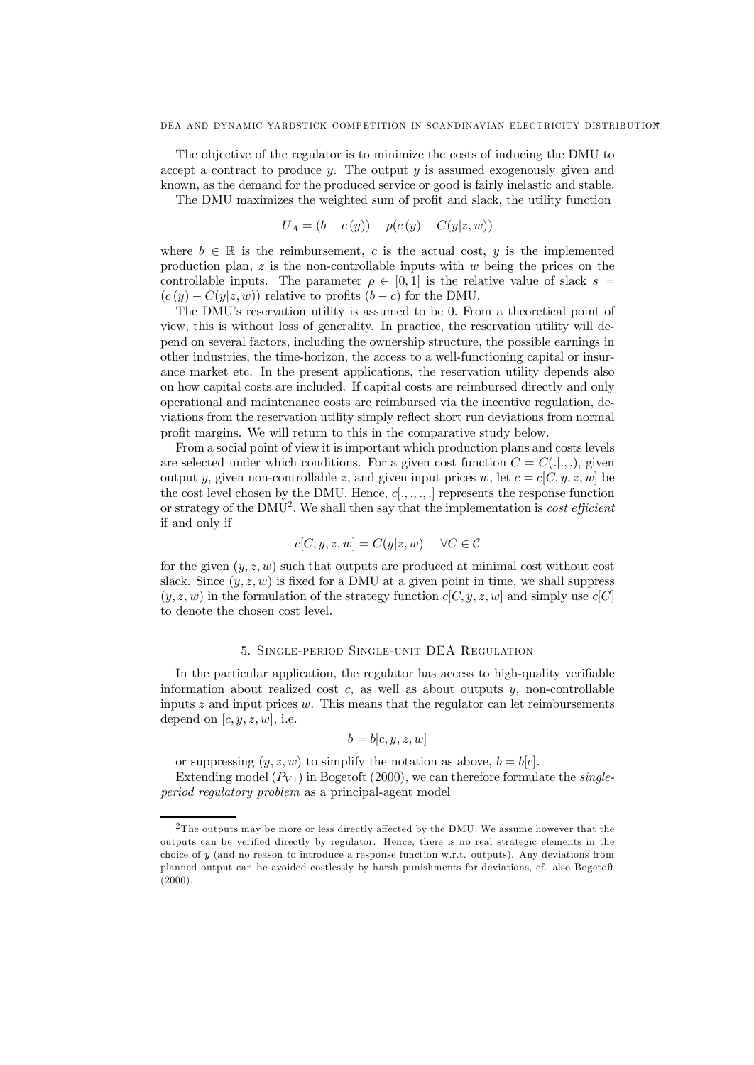The objective of the regulator is to minimize the costs of inducing the DMU to accept a contract to produce $y$. The output $y$ is assumed exogenously given and known, as the demand for the produced service or good is fairly inelastic and stable.

The DMU maximizes the weighted sum of profit and slack, the utility function

$$U_A = (b - c(y)) + \rho(c(y) - C(y|z, w))$$

where $b \in \mathbb{R}$ is the reimbursement, $c$ is the actual cost, $y$ is the implemented production plan, $z$ is the non-controllable inputs with $w$ being the prices on the controllable inputs. The parameter $\rho \in [0, 1]$ is the relative value of slack $s = (c(y) - C(y|z, w))$ relative to profits $(b - c)$ for the DMU.

The DMU's reservation utility is assumed to be 0. From a theoretical point of view, this is without loss of generality. In practice, the reservation utility will depend on several factors, including the ownership structure, the possible earnings in other industries, the time-horizon, the access to a well-functioning capital or insurance market etc. In the present applications, the reservation utility depends also on how capital costs are included. If capital costs are reimbursed directly and only operational and maintenance costs are reimbursed via the incentive regulation, deviations from the reservation utility simply reflect short run deviations from normal profit margins. We will return to this in the comparative study below.

From a social point of view it is important which production plans and costs levels are selected under which conditions. For a given cost function $C = C(.|., .)$, given output $y$, given non-controllable $z$, and given input prices $w$, let $c = c[C, y, z, w]$ be the cost level chosen by the DMU. Hence, $c[., ., ., .]$ represents the response function or strategy of the DMU[2]. We shall then say that the implementation is *cost efficient* if and only if

$$c[C, y, z, w] = C(y|z, w) \quad \forall C \in \mathcal{C}$$

for the given $(y, z, w)$ such that outputs are produced at minimal cost without cost slack. Since $(y, z, w)$ is fixed for a DMU at a given point in time, we shall suppress $(y, z, w)$ in the formulation of the strategy function $c[C, y, z, w]$ and simply use $c[C]$ to denote the chosen cost level.

## 5. Single-period Single-unit DEA Regulation

In the particular application, the regulator has access to high-quality verifiable information about realized cost $c$, as well as about outputs $y$, non-controllable inputs $z$ and input prices $w$. This means that the regulator can let reimbursements depend on $[c, y, z, w]$, i.e.

$$b = b[c, y, z, w]$$

or suppressing $(y, z, w)$ to simplify the notation as above, $b = b[c]$.

Extending model $(P_{V1})$ in Bogetoft (2000), we can therefore formulate the *single-period regulatory problem* as a principal-agent model

---

[2]The outputs may be more or less directly affected by the DMU. We assume however that the outputs can be verified directly by regulator. Hence, there is no real strategic elements in the choice of $y$ (and no reason to introduce a response function w.r.t. outputs). Any deviations from planned output can be avoided costlessly by harsh punishments for deviations, cf. also Bogetoft (2000).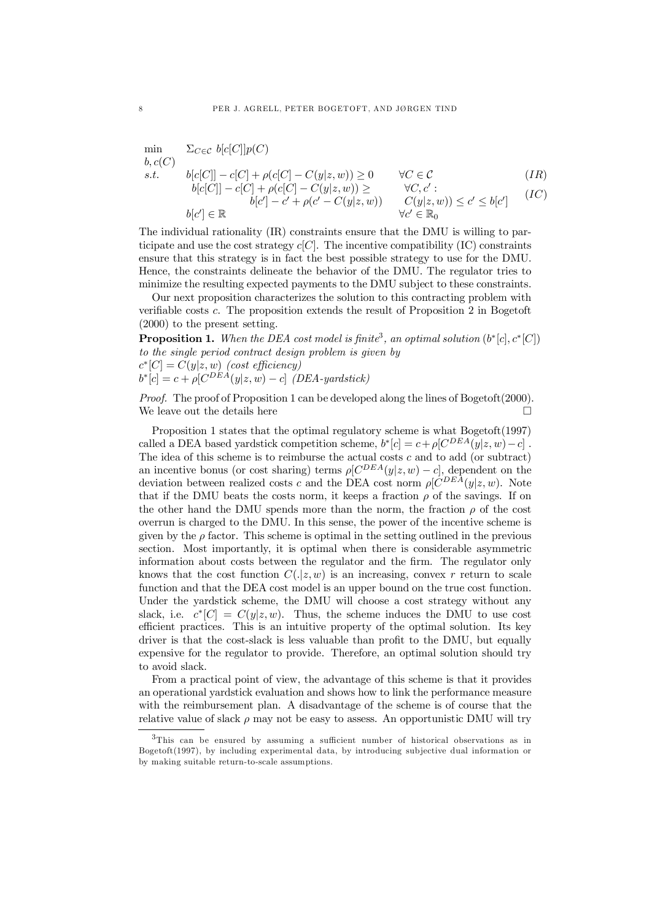$$
\begin{array}{lllr}
\min\limits_{b,\,c(C)} & \Sigma_{C\in\mathcal{C}}\ b[c[C]]p(C) & & \\
s.t. & b[c[C]] - c[C] + \rho(c[C] - C(y|z,w)) \geq 0 & \forall C \in \mathcal{C} & (IR) \\
& b[c[C]] - c[C] + \rho(c[C] - C(y|z,w)) \geq & \forall C, c': & \\
& \qquad b[c'] - c' + \rho(c' - C(y|z,w)) & C(y|z,w)) \leq c' \leq b[c'] & (IC) \\
& b[c'] \in \mathbb{R} & \forall c' \in \mathbb{R}_0 &
\end{array}
$$

The individual rationality (IR) constraints ensure that the DMU is willing to participate and use the cost strategy $c[C]$. The incentive compatibility (IC) constraints ensure that this strategy is in fact the best possible strategy to use for the DMU. Hence, the constraints delineate the behavior of the DMU. The regulator tries to minimize the resulting expected payments to the DMU subject to these constraints.

Our next proposition characterizes the solution to this contracting problem with verifiable costs $c$. The proposition extends the result of Proposition 2 in Bogetoft (2000) to the present setting.

**Proposition 1.** *When the DEA cost model is finite*[3]*, an optimal solution* $(b^*[c], c^*[C])$ *to the single period contract design problem is given by*
$c^*[C] = C(y|z,w)$ *(cost efficiency)*
$b^*[c] = c + \rho[C^{DEA}(y|z,w) - c]$ *(DEA-yardstick)*

*Proof.* The proof of Proposition 1 can be developed along the lines of Bogetoft(2000). We leave out the details here □

Proposition 1 states that the optimal regulatory scheme is what Bogetoft(1997) called a DEA based yardstick competition scheme, $b^*[c] = c + \rho[C^{DEA}(y|z,w) - c]$ . The idea of this scheme is to reimburse the actual costs $c$ and to add (or subtract) an incentive bonus (or cost sharing) terms $\rho[C^{DEA}(y|z,w) - c]$, dependent on the deviation between realized costs $c$ and the DEA cost norm $\rho[C^{DEA}(y|z,w)$. Note that if the DMU beats the costs norm, it keeps a fraction $\rho$ of the savings. If on the other hand the DMU spends more than the norm, the fraction $\rho$ of the cost overrun is charged to the DMU. In this sense, the power of the incentive scheme is given by the $\rho$ factor. This scheme is optimal in the setting outlined in the previous section. Most importantly, it is optimal when there is considerable asymmetric information about costs between the regulator and the firm. The regulator only knows that the cost function $C(.|z,w)$ is an increasing, convex $r$ return to scale function and that the DEA cost model is an upper bound on the true cost function. Under the yardstick scheme, the DMU will choose a cost strategy without any slack, i.e. $c^*[C] = C(y|z,w)$. Thus, the scheme induces the DMU to use cost efficient practices. This is an intuitive property of the optimal solution. Its key driver is that the cost-slack is less valuable than profit to the DMU, but equally expensive for the regulator to provide. Therefore, an optimal solution should try to avoid slack.

From a practical point of view, the advantage of this scheme is that it provides an operational yardstick evaluation and shows how to link the performance measure with the reimbursement plan. A disadvantage of the scheme is of course that the relative value of slack $\rho$ may not be easy to assess. An opportunistic DMU will try

[3] This can be ensured by assuming a sufficient number of historical observations as in Bogetoft(1997), by including experimental data, by introducing subjective dual information or by making suitable return-to-scale assumptions.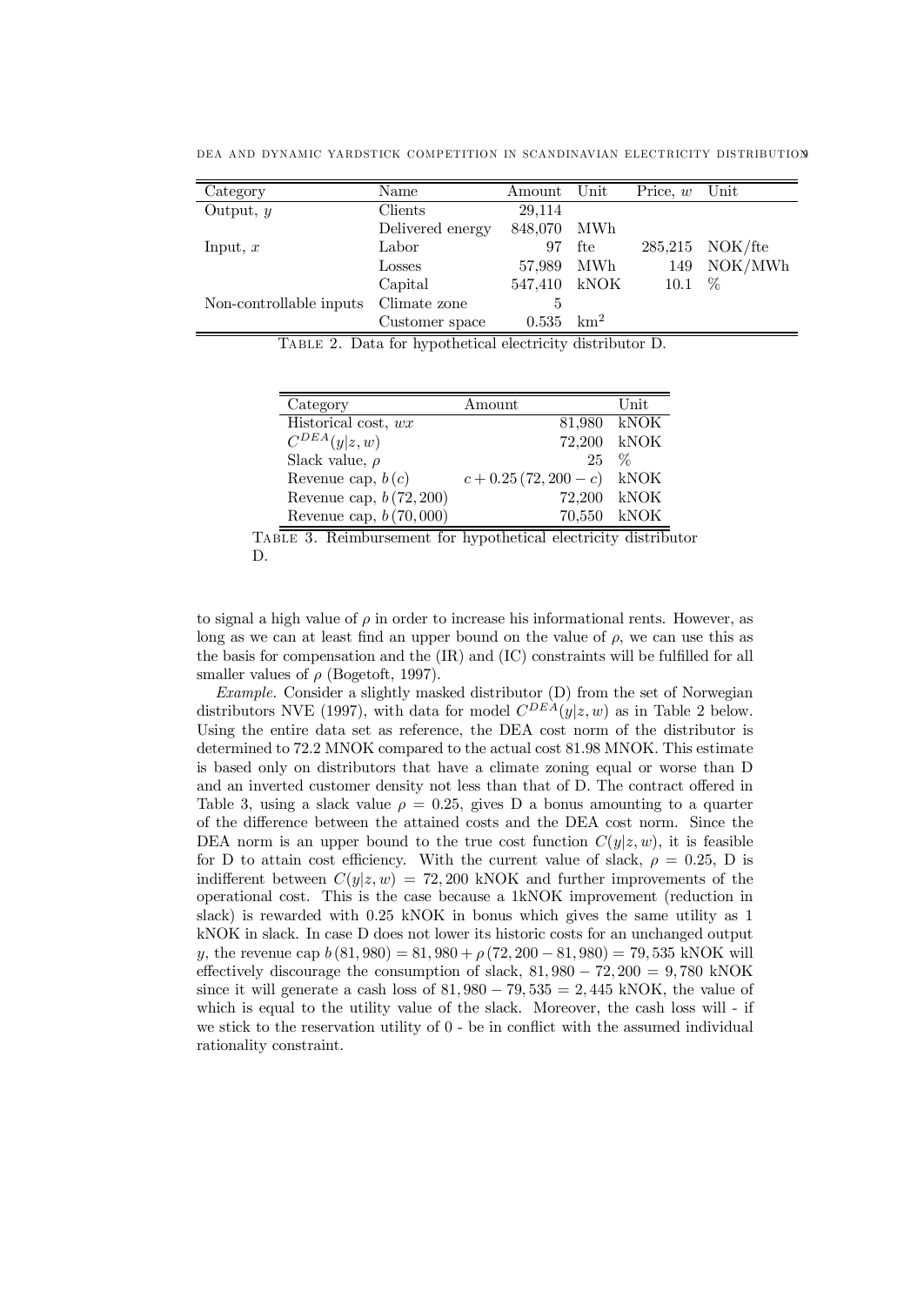| Category | Name | Amount | Unit | Price, $w$ | Unit |
|---|---|---|---|---|---|
| Output, $y$ | Clients | 29,114 | | | |
| | Delivered energy | 848,070 | MWh | | |
| Input, $x$ | Labor | 97 | fte | 285,215 | NOK/fte |
| | Losses | 57,989 | MWh | 149 | NOK/MWh |
| | Capital | 547,410 | kNOK | 10.1 | % |
| Non-controllable inputs | Climate zone | 5 | | | |
| | Customer space | 0.535 | km$^2$ | | |

Table 2. Data for hypothetical electricity distributor D.

| Category | Amount | Unit |
|---|---|---|
| Historical cost, $wx$ | 81,980 | kNOK |
| $C^{DEA}(y\|z, w)$ | 72,200 | kNOK |
| Slack value, $\rho$ | 25 | % |
| Revenue cap, $b(c)$ | $c + 0.25\,(72,200 - c)$ | kNOK |
| Revenue cap, $b\,(72,200)$ | 72,200 | kNOK |
| Revenue cap, $b\,(70,000)$ | 70,550 | kNOK |

Table 3. Reimbursement for hypothetical electricity distributor D.

to signal a high value of $\rho$ in order to increase his informational rents. However, as long as we can at least find an upper bound on the value of $\rho$, we can use this as the basis for compensation and the (IR) and (IC) constraints will be fulfilled for all smaller values of $\rho$ (Bogetoft, 1997).

*Example.* Consider a slightly masked distributor (D) from the set of Norwegian distributors NVE (1997), with data for model $C^{DEA}(y|z, w)$ as in Table 2 below. Using the entire data set as reference, the DEA cost norm of the distributor is determined to 72.2 MNOK compared to the actual cost 81.98 MNOK. This estimate is based only on distributors that have a climate zoning equal or worse than D and an inverted customer density not less than that of D. The contract offered in Table 3, using a slack value $\rho = 0.25$, gives D a bonus amounting to a quarter of the difference between the attained costs and the DEA cost norm. Since the DEA norm is an upper bound to the true cost function $C(y|z, w)$, it is feasible for D to attain cost efficiency. With the current value of slack, $\rho = 0.25$, D is indifferent between $C(y|z, w) = 72,200$ kNOK and further improvements of the operational cost. This is the case because a 1kNOK improvement (reduction in slack) is rewarded with 0.25 kNOK in bonus which gives the same utility as 1 kNOK in slack. In case D does not lower its historic costs for an unchanged output $y$, the revenue cap $b\,(81,980) = 81,980 + \rho\,(72,200 - 81,980) = 79,535$ kNOK will effectively discourage the consumption of slack, $81,980 - 72,200 = 9,780$ kNOK since it will generate a cash loss of $81,980 - 79,535 = 2,445$ kNOK, the value of which is equal to the utility value of the slack. Moreover, the cash loss will - if we stick to the reservation utility of 0 - be in conflict with the assumed individual rationality constraint.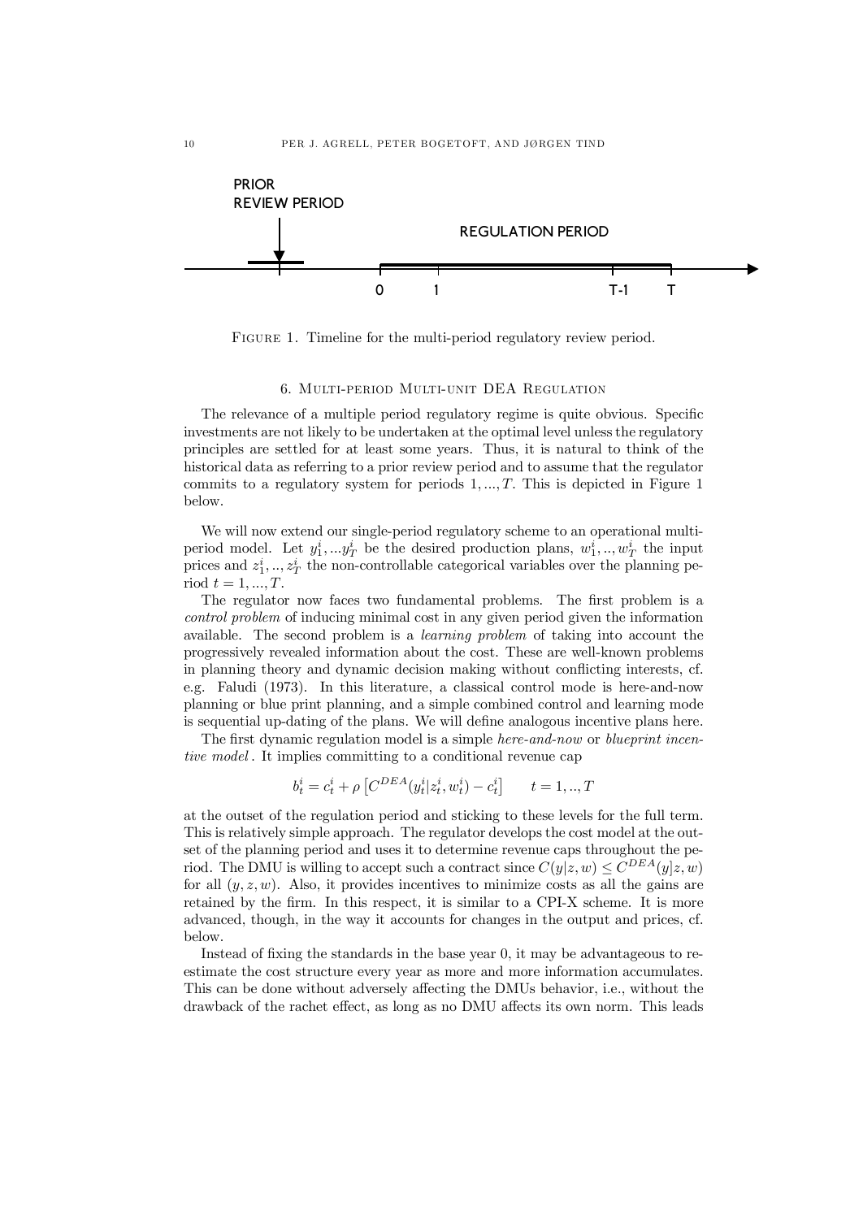FIGURE 1. Timeline for the multi-period regulatory review period.

## 6. Multi-period Multi-unit DEA Regulation

The relevance of a multiple period regulatory regime is quite obvious. Specific investments are not likely to be undertaken at the optimal level unless the regulatory principles are settled for at least some years. Thus, it is natural to think of the historical data as referring to a prior review period and to assume that the regulator commits to a regulatory system for periods $1, ..., T$. This is depicted in Figure 1 below.

We will now extend our single-period regulatory scheme to an operational multi-period model. Let $y_1^i, ...y_T^i$ be the desired production plans, $w_1^i, .., w_T^i$ the input prices and $z_1^i, .., z_T^i$ the non-controllable categorical variables over the planning period $t = 1, ..., T$.

The regulator now faces two fundamental problems. The first problem is a *control problem* of inducing minimal cost in any given period given the information available. The second problem is a *learning problem* of taking into account the progressively revealed information about the cost. These are well-known problems in planning theory and dynamic decision making without conflicting interests, cf. e.g. Faludi (1973). In this literature, a classical control mode is here-and-now planning or blue print planning, and a simple combined control and learning mode is sequential up-dating of the plans. We will define analogous incentive plans here.

The first dynamic regulation model is a simple *here-and-now* or *blueprint incentive model*. It implies committing to a conditional revenue cap

$$b_t^i = c_t^i + \rho \left[ C^{DEA}(y_t^i | z_t^i, w_t^i) - c_t^i \right] \qquad t = 1, .., T$$

at the outset of the regulation period and sticking to these levels for the full term. This is relatively simple approach. The regulator develops the cost model at the outset of the planning period and uses it to determine revenue caps throughout the period. The DMU is willing to accept such a contract since $C(y|z, w) \leq C^{DEA}(y|z, w)$ for all $(y, z, w)$. Also, it provides incentives to minimize costs as all the gains are retained by the firm. In this respect, it is similar to a CPI-X scheme. It is more advanced, though, in the way it accounts for changes in the output and prices, cf. below.

Instead of fixing the standards in the base year 0, it may be advantageous to re-estimate the cost structure every year as more and more information accumulates. This can be done without adversely affecting the DMUs behavior, i.e., without the drawback of the rachet effect, as long as no DMU affects its own norm. This leads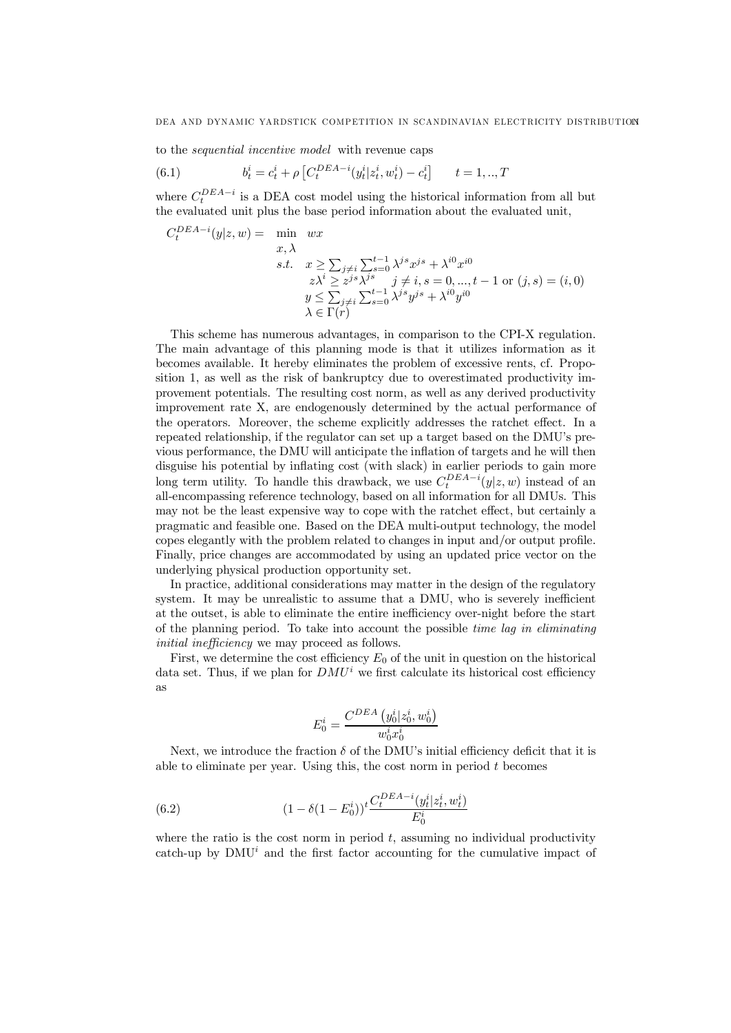to the *sequential incentive model* with revenue caps

$$b_t^i = c_t^i + \rho \left[ C_t^{DEA-i}(y_t^i | z_t^i, w_t^i) - c_t^i \right] \qquad t = 1, .., T \tag{6.1}$$

where $C_t^{DEA-i}$ is a DEA cost model using the historical information from all but the evaluated unit plus the base period information about the evaluated unit,

$$
\begin{array}{rll}
C_t^{DEA-i}(y|z,w) = & \min\limits_{x,\lambda} & wx \\
& s.t. & x \geq \sum_{j \neq i} \sum_{s=0}^{t-1} \lambda^{js} x^{js} + \lambda^{i0} x^{i0} \\
& & z\lambda^i \geq z^{js} \lambda^{js} \quad j \neq i, s = 0, ..., t-1 \text{ or } (j,s) = (i,0) \\
& & y \leq \sum_{j \neq i} \sum_{s=0}^{t-1} \lambda^{js} y^{js} + \lambda^{i0} y^{i0} \\
& & \lambda \in \Gamma(r)
\end{array}
$$

This scheme has numerous advantages, in comparison to the CPI-X regulation. The main advantage of this planning mode is that it utilizes information as it becomes available. It hereby eliminates the problem of excessive rents, cf. Proposition 1, as well as the risk of bankruptcy due to overestimated productivity improvement potentials. The resulting cost norm, as well as any derived productivity improvement rate X, are endogenously determined by the actual performance of the operators. Moreover, the scheme explicitly addresses the ratchet effect. In a repeated relationship, if the regulator can set up a target based on the DMU's previous performance, the DMU will anticipate the inflation of targets and he will then disguise his potential by inflating cost (with slack) in earlier periods to gain more long term utility. To handle this drawback, we use $C_t^{DEA-i}(y|z,w)$ instead of an all-encompassing reference technology, based on all information for all DMUs. This may not be the least expensive way to cope with the ratchet effect, but certainly a pragmatic and feasible one. Based on the DEA multi-output technology, the model copes elegantly with the problem related to changes in input and/or output profile. Finally, price changes are accommodated by using an updated price vector on the underlying physical production opportunity set.

In practice, additional considerations may matter in the design of the regulatory system. It may be unrealistic to assume that a DMU, who is severely inefficient at the outset, is able to eliminate the entire inefficiency over-night before the start of the planning period. To take into account the possible *time lag in eliminating initial inefficiency* we may proceed as follows.

First, we determine the cost efficiency $E_0$ of the unit in question on the historical data set. Thus, if we plan for $DMU^i$ we first calculate its historical cost efficiency as

$$E_0^i = \frac{C^{DEA}\left(y_0^i | z_0^i, w_0^i\right)}{w_0^i x_0^i}$$

Next, we introduce the fraction $\delta$ of the DMU's initial efficiency deficit that it is able to eliminate per year. Using this, the cost norm in period $t$ becomes

$$(1 - \delta(1 - E_0^i))^t \frac{C_t^{DEA-i}(y_t^i | z_t^i, w_t^i)}{E_0^i} \tag{6.2}$$

where the ratio is the cost norm in period $t$, assuming no individual productivity catch-up by DMU$^i$ and the first factor accounting for the cumulative impact of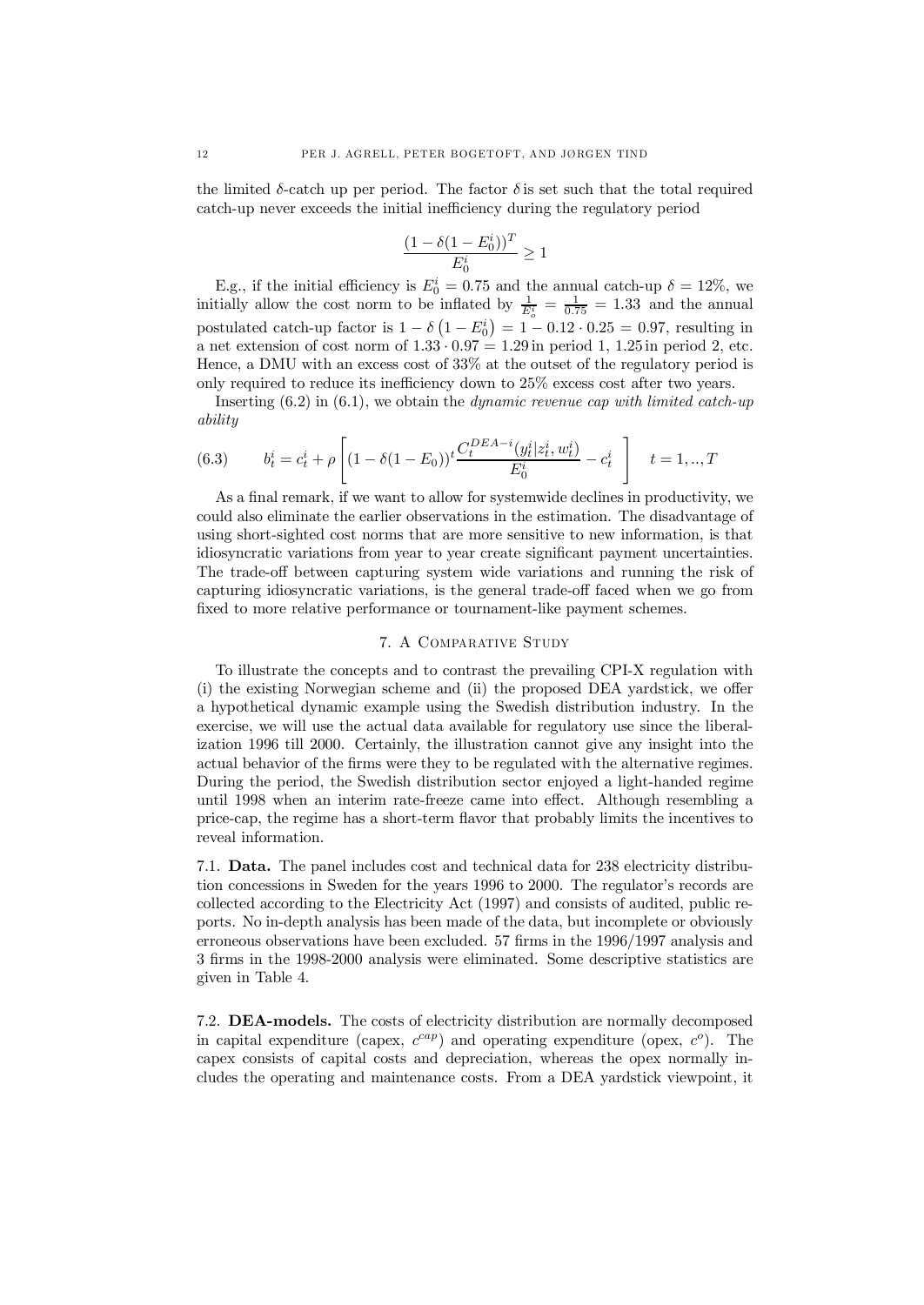the limited $\delta$-catch up per period. The factor $\delta$ is set such that the total required catch-up never exceeds the initial inefficiency during the regulatory period

$$\frac{(1-\delta(1-E_0^i))^T}{E_0^i} \geq 1$$

E.g., if the initial efficiency is $E_0^i = 0.75$ and the annual catch-up $\delta = 12\%$, we initially allow the cost norm to be inflated by $\frac{1}{E_o^i} = \frac{1}{0.75} = 1.33$ and the annual postulated catch-up factor is $1 - \delta\left(1 - E_0^i\right) = 1 - 0.12 \cdot 0.25 = 0.97$, resulting in a net extension of cost norm of $1.33 \cdot 0.97 = 1.29$ in period 1, 1.25 in period 2, etc. Hence, a DMU with an excess cost of 33% at the outset of the regulatory period is only required to reduce its inefficiency down to 25% excess cost after two years.

Inserting (6.2) in (6.1), we obtain the *dynamic revenue cap with limited catch-up ability*

$$b_t^i = c_t^i + \rho\left[(1-\delta(1-E_0))^t \frac{C_t^{DEA-i}(y_t^i|z_t^i, w_t^i)}{E_0^i} - c_t^i\right] \quad t = 1,..,T \tag{6.3}$$

As a final remark, if we want to allow for systemwide declines in productivity, we could also eliminate the earlier observations in the estimation. The disadvantage of using short-sighted cost norms that are more sensitive to new information, is that idiosyncratic variations from year to year create significant payment uncertainties. The trade-off between capturing system wide variations and running the risk of capturing idiosyncratic variations, is the general trade-off faced when we go from fixed to more relative performance or tournament-like payment schemes.

## 7. A Comparative Study

To illustrate the concepts and to contrast the prevailing CPI-X regulation with (i) the existing Norwegian scheme and (ii) the proposed DEA yardstick, we offer a hypothetical dynamic example using the Swedish distribution industry. In the exercise, we will use the actual data available for regulatory use since the liberalization 1996 till 2000. Certainly, the illustration cannot give any insight into the actual behavior of the firms were they to be regulated with the alternative regimes. During the period, the Swedish distribution sector enjoyed a light-handed regime until 1998 when an interim rate-freeze came into effect. Although resembling a price-cap, the regime has a short-term flavor that probably limits the incentives to reveal information.

**7.1. Data.** The panel includes cost and technical data for 238 electricity distribution concessions in Sweden for the years 1996 to 2000. The regulator's records are collected according to the Electricity Act (1997) and consists of audited, public reports. No in-depth analysis has been made of the data, but incomplete or obviously erroneous observations have been excluded. 57 firms in the 1996/1997 analysis and 3 firms in the 1998-2000 analysis were eliminated. Some descriptive statistics are given in Table 4.

**7.2. DEA-models.** The costs of electricity distribution are normally decomposed in capital expenditure (capex, $c^{cap}$) and operating expenditure (opex, $c^o$). The capex consists of capital costs and depreciation, whereas the opex normally includes the operating and maintenance costs. From a DEA yardstick viewpoint, it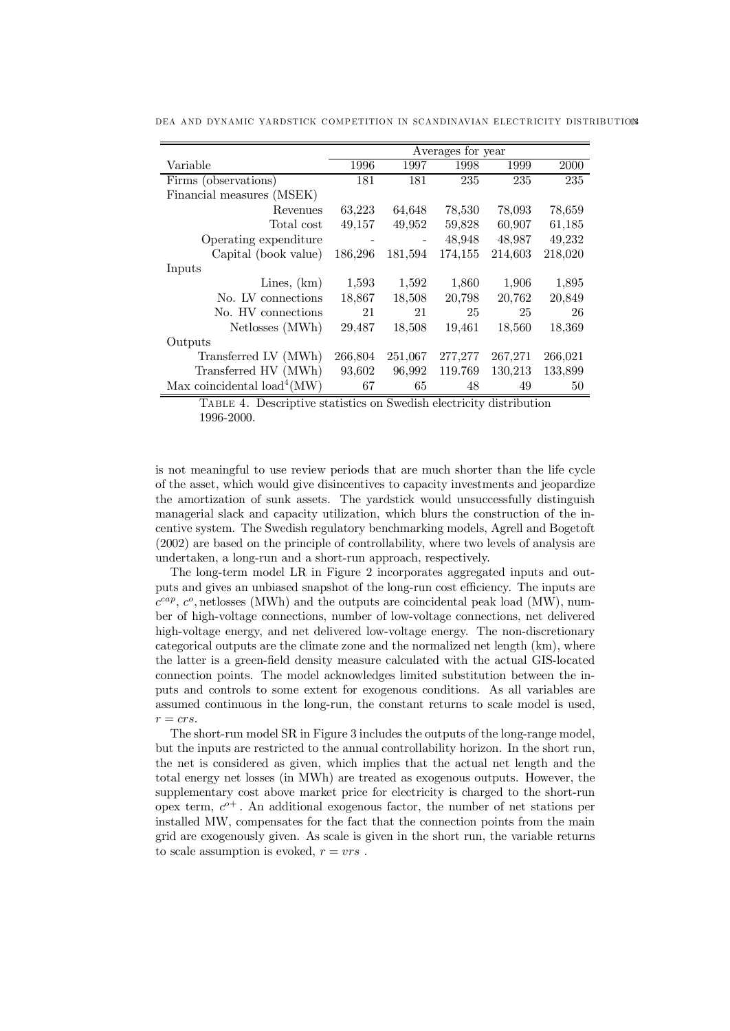| Variable | Averages for year | | | | |
|---|---|---|---|---|---|
| | 1996 | 1997 | 1998 | 1999 | 2000 |
| Firms (observations) | 181 | 181 | 235 | 235 | 235 |
| Financial measures (MSEK) | | | | | |
| Revenues | 63,223 | 64,648 | 78,530 | 78,093 | 78,659 |
| Total cost | 49,157 | 49,952 | 59,828 | 60,907 | 61,185 |
| Operating expenditure | - | - | 48,948 | 48,987 | 49,232 |
| Capital (book value) | 186,296 | 181,594 | 174,155 | 214,603 | 218,020 |
| Inputs | | | | | |
| Lines, (km) | 1,593 | 1,592 | 1,860 | 1,906 | 1,895 |
| No. LV connections | 18,867 | 18,508 | 20,798 | 20,762 | 20,849 |
| No. HV connections | 21 | 21 | 25 | 25 | 26 |
| Netlosses (MWh) | 29,487 | 18,508 | 19,461 | 18,560 | 18,369 |
| Outputs | | | | | |
| Transferred LV (MWh) | 266,804 | 251,067 | 277,277 | 267,271 | 266,021 |
| Transferred HV (MWh) | 93,602 | 96,992 | 119.769 | 130,213 | 133,899 |
| Max coincidental load[4](MW) | 67 | 65 | 48 | 49 | 50 |

TABLE 4. Descriptive statistics on Swedish electricity distribution 1996-2000.

is not meaningful to use review periods that are much shorter than the life cycle of the asset, which would give disincentives to capacity investments and jeopardize the amortization of sunk assets. The yardstick would unsuccessfully distinguish managerial slack and capacity utilization, which blurs the construction of the incentive system. The Swedish regulatory benchmarking models, Agrell and Bogetoft (2002) are based on the principle of controllability, where two levels of analysis are undertaken, a long-run and a short-run approach, respectively.

The long-term model LR in Figure 2 incorporates aggregated inputs and outputs and gives an unbiased snapshot of the long-run cost efficiency. The inputs are $c^{cap}$, $c^{o}$, netlosses (MWh) and the outputs are coincidental peak load (MW), number of high-voltage connections, number of low-voltage connections, net delivered high-voltage energy, and net delivered low-voltage energy. The non-discretionary categorical outputs are the climate zone and the normalized net length (km), where the latter is a green-field density measure calculated with the actual GIS-located connection points. The model acknowledges limited substitution between the inputs and controls to some extent for exogenous conditions. As all variables are assumed continuous in the long-run, the constant returns to scale model is used, $r = crs$.

The short-run model SR in Figure 3 includes the outputs of the long-range model, but the inputs are restricted to the annual controllability horizon. In the short run, the net is considered as given, which implies that the actual net length and the total energy net losses (in MWh) are treated as exogenous outputs. However, the supplementary cost above market price for electricity is charged to the short-run opex term, $c^{o+}$. An additional exogenous factor, the number of net stations per installed MW, compensates for the fact that the connection points from the main grid are exogenously given. As scale is given in the short run, the variable returns to scale assumption is evoked, $r = vrs$ .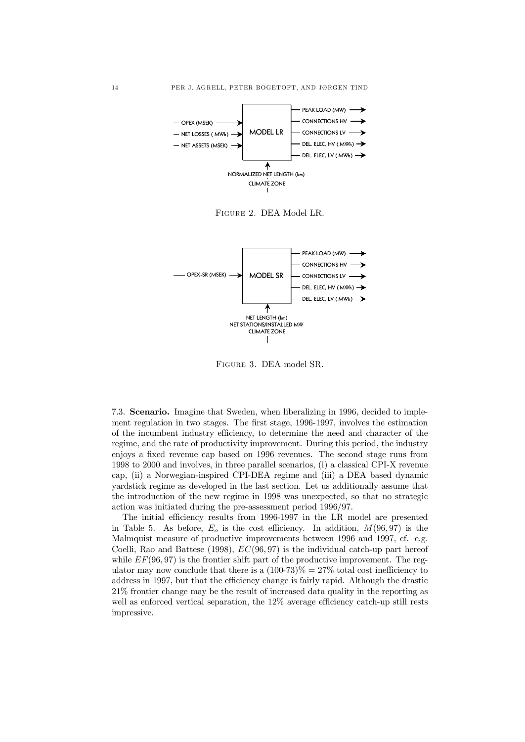Figure 2. DEA Model LR.

Figure 3. DEA model SR.

7.3. **Scenario.** Imagine that Sweden, when liberalizing in 1996, decided to implement regulation in two stages. The first stage, 1996-1997, involves the estimation of the incumbent industry efficiency, to determine the need and character of the regime, and the rate of productivity improvement. During this period, the industry enjoys a fixed revenue cap based on 1996 revenues. The second stage runs from 1998 to 2000 and involves, in three parallel scenarios, (i) a classical CPI-X revenue cap, (ii) a Norwegian-inspired CPI-DEA regime and (iii) a DEA based dynamic yardstick regime as developed in the last section. Let us additionally assume that the introduction of the new regime in 1998 was unexpected, so that no strategic action was initiated during the pre-assessment period 1996/97.

The initial efficiency results from 1996-1997 in the LR model are presented in Table 5. As before, $E_o$ is the cost efficiency. In addition, $M(96,97)$ is the Malmquist measure of productive improvements between 1996 and 1997, cf. e.g. Coelli, Rao and Battese (1998), $EC(96,97)$ is the individual catch-up part hereof while $EF(96,97)$ is the frontier shift part of the productive improvement. The regulator may now conclude that there is a (100-73)% = 27% total cost inefficiency to address in 1997, but that the efficiency change is fairly rapid. Although the drastic 21% frontier change may be the result of increased data quality in the reporting as well as enforced vertical separation, the 12% average efficiency catch-up still rests impressive.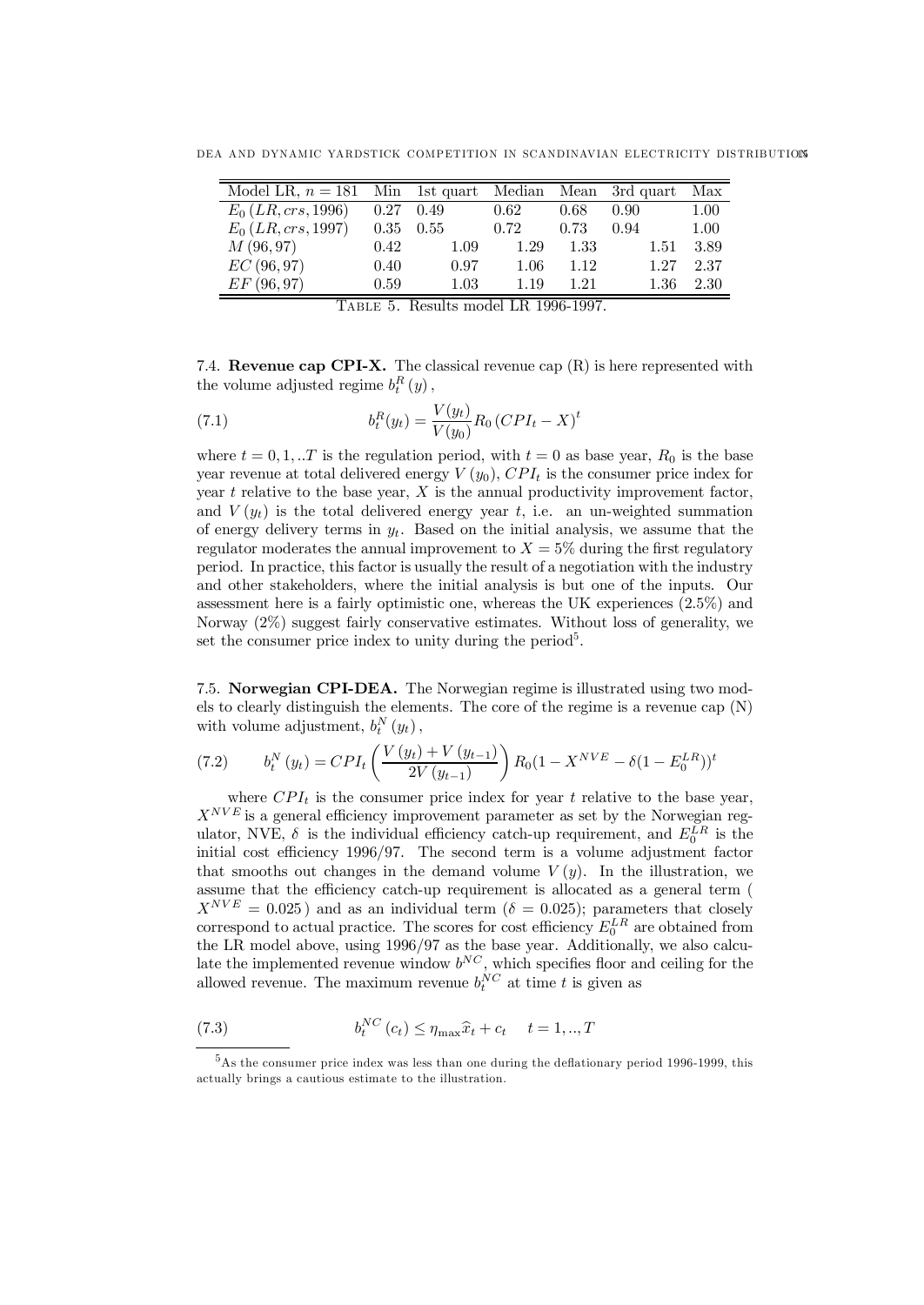| Model LR, $n = 181$ | Min | 1st quart | Median | Mean | 3rd quart | Max |
|---|---|---|---|---|---|---|
| $E_0(LR, crs, 1996)$ | 0.27 | 0.49 | 0.62 | 0.68 | 0.90 | 1.00 |
| $E_0(LR, crs, 1997)$ | 0.35 | 0.55 | 0.72 | 0.73 | 0.94 | 1.00 |
| $M(96, 97)$ | 0.42 | 1.09 | 1.29 | 1.33 | 1.51 | 3.89 |
| $EC(96, 97)$ | 0.40 | 0.97 | 1.06 | 1.12 | 1.27 | 2.37 |
| $EF(96, 97)$ | 0.59 | 1.03 | 1.19 | 1.21 | 1.36 | 2.30 |

TABLE 5. Results model LR 1996-1997.

7.4. **Revenue cap CPI-X.** The classical revenue cap (R) is here represented with the volume adjusted regime $b_t^R(y)$,

$$b_t^R(y_t) = \frac{V(y_t)}{V(y_0)} R_0 \left(CPI_t - X\right)^t \tag{7.1}$$

where $t = 0, 1, ..T$ is the regulation period, with $t = 0$ as base year, $R_0$ is the base year revenue at total delivered energy $V(y_0)$, $CPI_t$ is the consumer price index for year $t$ relative to the base year, $X$ is the annual productivity improvement factor, and $V(y_t)$ is the total delivered energy year $t$, i.e. an un-weighted summation of energy delivery terms in $y_t$. Based on the initial analysis, we assume that the regulator moderates the annual improvement to $X = 5\%$ during the first regulatory period. In practice, this factor is usually the result of a negotiation with the industry and other stakeholders, where the initial analysis is but one of the inputs. Our assessment here is a fairly optimistic one, whereas the UK experiences (2.5%) and Norway (2%) suggest fairly conservative estimates. Without loss of generality, we set the consumer price index to unity during the period[5].

7.5. **Norwegian CPI-DEA.** The Norwegian regime is illustrated using two models to clearly distinguish the elements. The core of the regime is a revenue cap (N) with volume adjustment, $b_t^N(y_t)$,

$$b_t^N(y_t) = CPI_t \left(\frac{V(y_t) + V(y_{t-1})}{2V(y_{t-1})}\right) R_0 (1 - X^{NVE} - \delta(1 - E_0^{LR}))^t \tag{7.2}$$

where $CPI_t$ is the consumer price index for year $t$ relative to the base year, $X^{NVE}$ is a general efficiency improvement parameter as set by the Norwegian regulator, NVE, $\delta$ is the individual efficiency catch-up requirement, and $E_0^{LR}$ is the initial cost efficiency 1996/97. The second term is a volume adjustment factor that smooths out changes in the demand volume $V(y)$. In the illustration, we assume that the efficiency catch-up requirement is allocated as a general term ( $X^{NVE} = 0.025$ ) and as an individual term ($\delta = 0.025$); parameters that closely correspond to actual practice. The scores for cost efficiency $E_0^{LR}$ are obtained from the LR model above, using 1996/97 as the base year. Additionally, we also calculate the implemented revenue window $b^{NC}$, which specifies floor and ceiling for the allowed revenue. The maximum revenue $b_t^{NC}$ at time $t$ is given as

$$b_t^{NC}(c_t) \leq \eta_{\max} \widehat{x}_t + c_t \quad t = 1, .., T \tag{7.3}$$

[5] As the consumer price index was less than one during the deflationary period 1996-1999, this actually brings a cautious estimate to the illustration.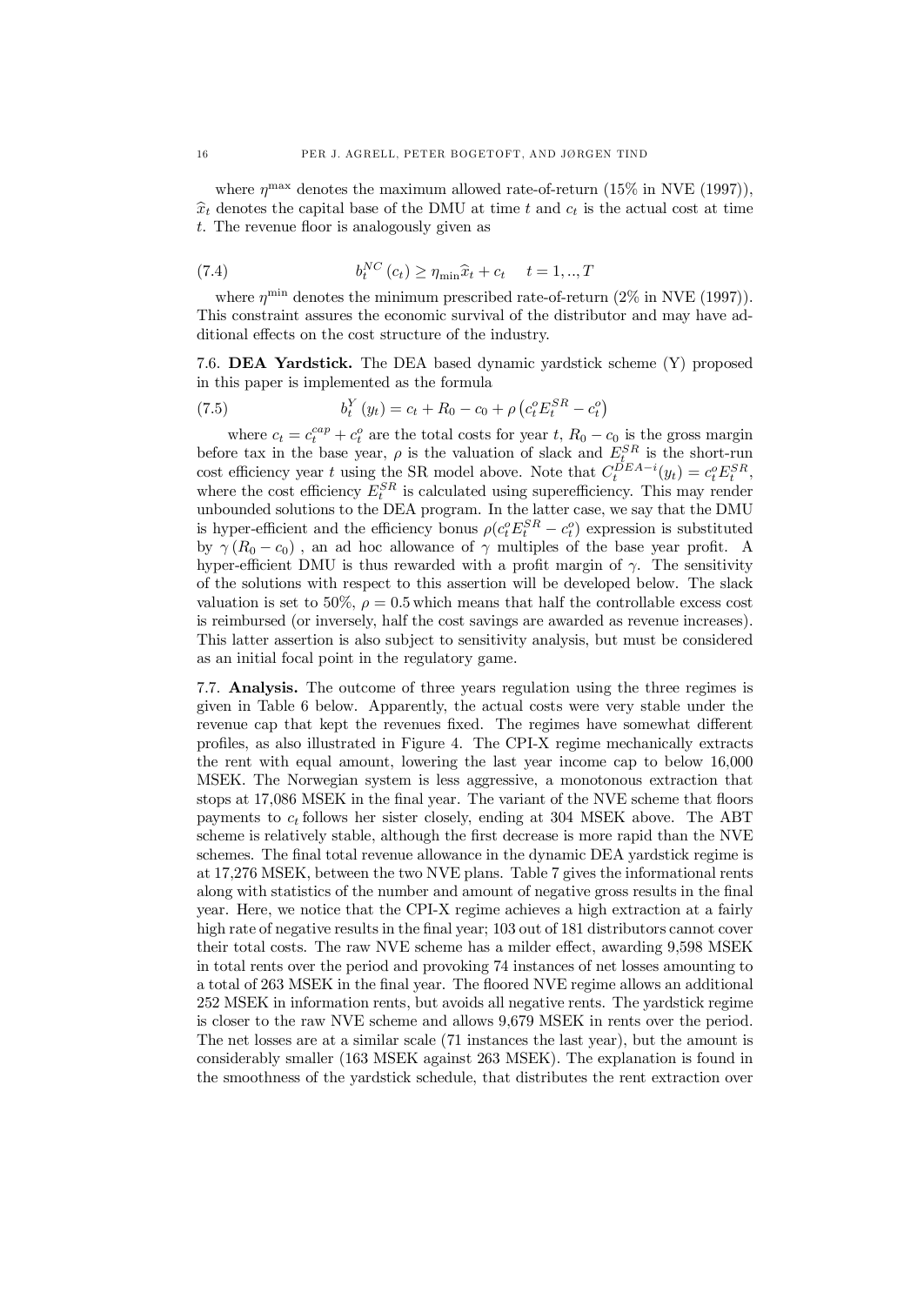where $\eta^{\max}$ denotes the maximum allowed rate-of-return (15% in NVE (1997)), $\widehat{x}_t$ denotes the capital base of the DMU at time $t$ and $c_t$ is the actual cost at time $t$. The revenue floor is analogously given as

$$b_t^{NC}(c_t) \geq \eta_{\min}\widehat{x}_t + c_t \quad t = 1, .., T \tag{7.4}$$

where $\eta^{\min}$ denotes the minimum prescribed rate-of-return (2% in NVE (1997)). This constraint assures the economic survival of the distributor and may have additional effects on the cost structure of the industry.

**7.6. DEA Yardstick.** The DEA based dynamic yardstick scheme (Y) proposed in this paper is implemented as the formula

$$b_t^Y(y_t) = c_t + R_0 - c_0 + \rho\left(c_t^o E_t^{SR} - c_t^o\right) \tag{7.5}$$

where $c_t = c_t^{cap} + c_t^o$ are the total costs for year $t$, $R_0 - c_0$ is the gross margin before tax in the base year, $\rho$ is the valuation of slack and $E_t^{SR}$ is the short-run cost efficiency year $t$ using the SR model above. Note that $C_t^{DEA-i}(y_t) = c_t^o E_t^{SR}$, where the cost efficiency $E_t^{SR}$ is calculated using superefficiency. This may render unbounded solutions to the DEA program. In the latter case, we say that the DMU is hyper-efficient and the efficiency bonus $\rho(c_t^o E_t^{SR} - c_t^o)$ expression is substituted by $\gamma(R_0 - c_0)$, an ad hoc allowance of $\gamma$ multiples of the base year profit. A hyper-efficient DMU is thus rewarded with a profit margin of $\gamma$. The sensitivity of the solutions with respect to this assertion will be developed below. The slack valuation is set to 50%, $\rho = 0.5$ which means that half the controllable excess cost is reimbursed (or inversely, half the cost savings are awarded as revenue increases). This latter assertion is also subject to sensitivity analysis, but must be considered as an initial focal point in the regulatory game.

**7.7. Analysis.** The outcome of three years regulation using the three regimes is given in Table 6 below. Apparently, the actual costs were very stable under the revenue cap that kept the revenues fixed. The regimes have somewhat different profiles, as also illustrated in Figure 4. The CPI-X regime mechanically extracts the rent with equal amount, lowering the last year income cap to below 16,000 MSEK. The Norwegian system is less aggressive, a monotonous extraction that stops at 17,086 MSEK in the final year. The variant of the NVE scheme that floors payments to $c_t$ follows her sister closely, ending at 304 MSEK above. The ABT scheme is relatively stable, although the first decrease is more rapid than the NVE schemes. The final total revenue allowance in the dynamic DEA yardstick regime is at 17,276 MSEK, between the two NVE plans. Table 7 gives the informational rents along with statistics of the number and amount of negative gross results in the final year. Here, we notice that the CPI-X regime achieves a high extraction at a fairly high rate of negative results in the final year; 103 out of 181 distributors cannot cover their total costs. The raw NVE scheme has a milder effect, awarding 9,598 MSEK in total rents over the period and provoking 74 instances of net losses amounting to a total of 263 MSEK in the final year. The floored NVE regime allows an additional 252 MSEK in information rents, but avoids all negative rents. The yardstick regime is closer to the raw NVE scheme and allows 9,679 MSEK in rents over the period. The net losses are at a similar scale (71 instances the last year), but the amount is considerably smaller (163 MSEK against 263 MSEK). The explanation is found in the smoothness of the yardstick schedule, that distributes the rent extraction over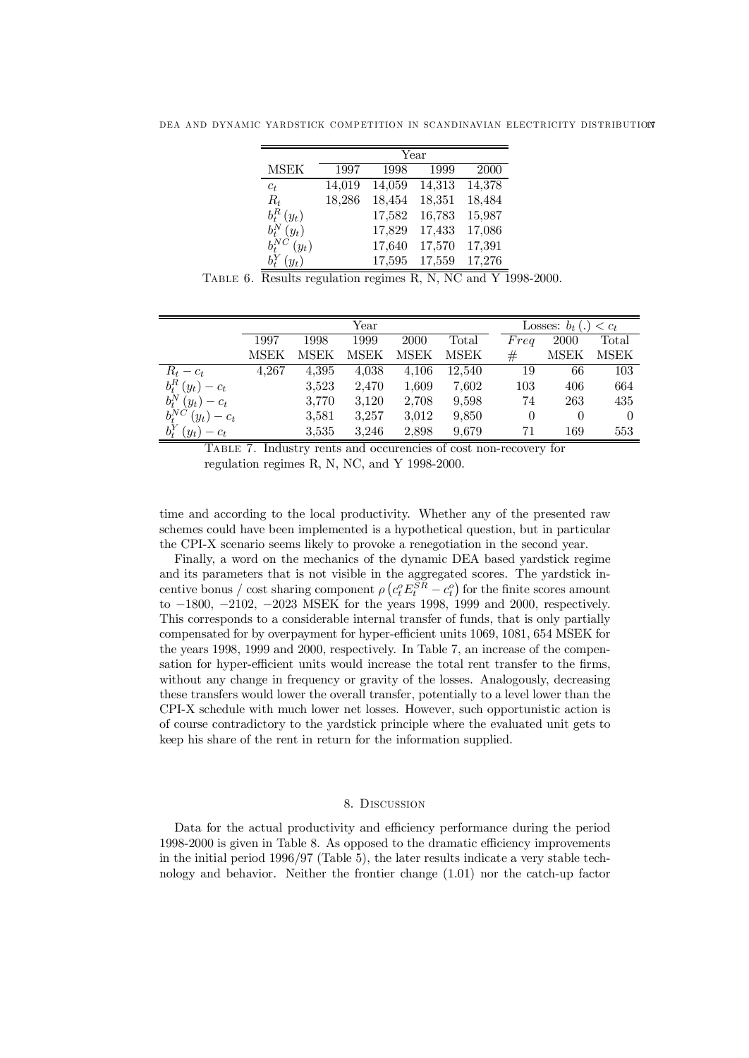| MSEK | Year | | | |
|---|---|---|---|---|
| | 1997 | 1998 | 1999 | 2000 |
| $c_t$ | 14,019 | 14,059 | 14,313 | 14,378 |
| $R_t$ | 18,286 | 18,454 | 18,351 | 18,484 |
| $b_t^R(y_t)$ | | 17,582 | 16,783 | 15,987 |
| $b_t^N(y_t)$ | | 17,829 | 17,433 | 17,086 |
| $b_t^{NC}(y_t)$ | | 17,640 | 17,570 | 17,391 |
| $b_t^Y(y_t)$ | | 17,595 | 17,559 | 17,276 |

Table 6. Results regulation regimes R, N, NC and Y 1998-2000.

| | Year | | | | | Losses: $b_t(.) < c_t$ | | |
|---|---|---|---|---|---|---|---|---|
| | 1997 | 1998 | 1999 | 2000 | Total | *Freq* | 2000 | Total |
| | MSEK | MSEK | MSEK | MSEK | MSEK | # | MSEK | MSEK |
| $R_t - c_t$ | 4,267 | 4,395 | 4,038 | 4,106 | 12,540 | 19 | 66 | 103 |
| $b_t^R(y_t) - c_t$ | | 3,523 | 2,470 | 1,609 | 7,602 | 103 | 406 | 664 |
| $b_t^N(y_t) - c_t$ | | 3,770 | 3,120 | 2,708 | 9,598 | 74 | 263 | 435 |
| $b_t^{NC}(y_t) - c_t$ | | 3,581 | 3,257 | 3,012 | 9,850 | 0 | 0 | 0 |
| $b_t^Y(y_t) - c_t$ | | 3,535 | 3,246 | 2,898 | 9,679 | 71 | 169 | 553 |

Table 7. Industry rents and occurencies of cost non-recovery for regulation regimes R, N, NC, and Y 1998-2000.

time and according to the local productivity. Whether any of the presented raw schemes could have been implemented is a hypothetical question, but in particular the CPI-X scenario seems likely to provoke a renegotiation in the second year.

Finally, a word on the mechanics of the dynamic DEA based yardstick regime and its parameters that is not visible in the aggregated scores. The yardstick incentive bonus / cost sharing component $\rho\left(c_t^o E_t^{SR} - c_t^o\right)$ for the finite scores amount to $-1800$, $-2102$, $-2023$ MSEK for the years 1998, 1999 and 2000, respectively. This corresponds to a considerable internal transfer of funds, that is only partially compensated for by overpayment for hyper-efficient units 1069, 1081, 654 MSEK for the years 1998, 1999 and 2000, respectively. In Table 7, an increase of the compensation for hyper-efficient units would increase the total rent transfer to the firms, without any change in frequency or gravity of the losses. Analogously, decreasing these transfers would lower the overall transfer, potentially to a level lower than the CPI-X schedule with much lower net losses. However, such opportunistic action is of course contradictory to the yardstick principle where the evaluated unit gets to keep his share of the rent in return for the information supplied.

## 8. Discussion

Data for the actual productivity and efficiency performance during the period 1998-2000 is given in Table 8. As opposed to the dramatic efficiency improvements in the initial period 1996/97 (Table 5), the later results indicate a very stable technology and behavior. Neither the frontier change (1.01) nor the catch-up factor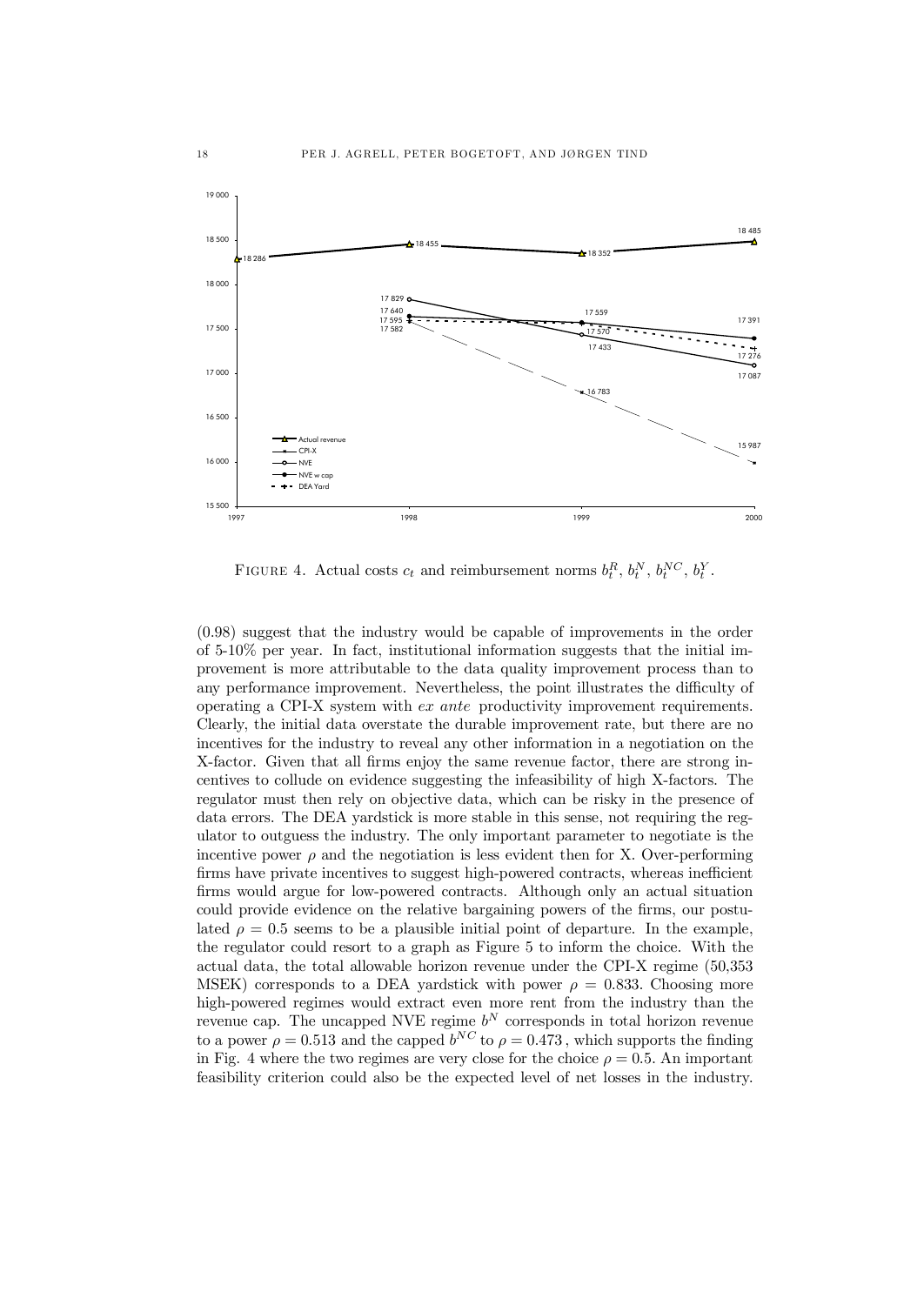FIGURE 4. Actual costs $c_t$ and reimbursement norms $b_t^R$, $b_t^N$, $b_t^{NC}$, $b_t^Y$.

(0.98) suggest that the industry would be capable of improvements in the order of 5-10% per year. In fact, institutional information suggests that the initial improvement is more attributable to the data quality improvement process than to any performance improvement. Nevertheless, the point illustrates the difficulty of operating a CPI-X system with *ex ante* productivity improvement requirements. Clearly, the initial data overstate the durable improvement rate, but there are no incentives for the industry to reveal any other information in a negotiation on the X-factor. Given that all firms enjoy the same revenue factor, there are strong incentives to collude on evidence suggesting the infeasibility of high X-factors. The regulator must then rely on objective data, which can be risky in the presence of data errors. The DEA yardstick is more stable in this sense, not requiring the regulator to outguess the industry. The only important parameter to negotiate is the incentive power $\rho$ and the negotiation is less evident then for X. Over-performing firms have private incentives to suggest high-powered contracts, whereas inefficient firms would argue for low-powered contracts. Although only an actual situation could provide evidence on the relative bargaining powers of the firms, our postulated $\rho = 0.5$ seems to be a plausible initial point of departure. In the example, the regulator could resort to a graph as Figure 5 to inform the choice. With the actual data, the total allowable horizon revenue under the CPI-X regime (50,353 MSEK) corresponds to a DEA yardstick with power $\rho = 0.833$. Choosing more high-powered regimes would extract even more rent from the industry than the revenue cap. The uncapped NVE regime $b^N$ corresponds in total horizon revenue to a power $\rho = 0.513$ and the capped $b^{NC}$ to $\rho = 0.473$, which supports the finding in Fig. 4 where the two regimes are very close for the choice $\rho = 0.5$. An important feasibility criterion could also be the expected level of net losses in the industry.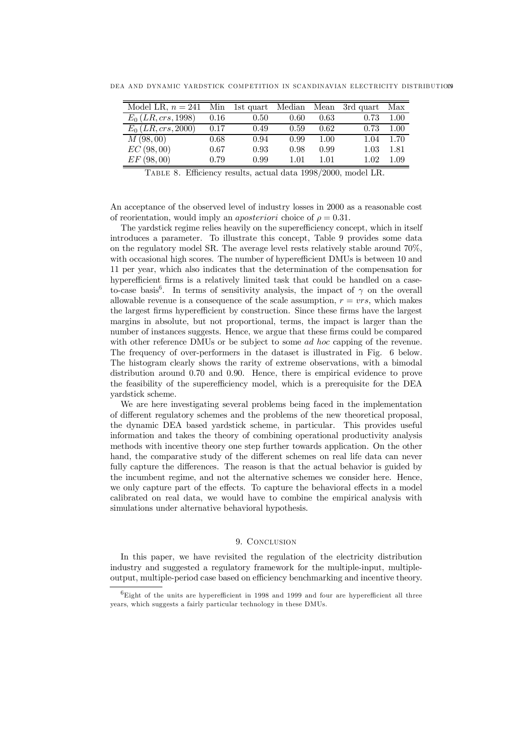| Model LR, $n = 241$ | Min | 1st quart | Median | Mean | 3rd quart | Max |
|---|---|---|---|---|---|---|
| $E_0\,(LR, crs, 1998)$ | 0.16 | 0.50 | 0.60 | 0.63 | 0.73 | 1.00 |
| $E_0\,(LR, crs, 2000)$ | 0.17 | 0.49 | 0.59 | 0.62 | 0.73 | 1.00 |
| $M\,(98, 00)$ | 0.68 | 0.94 | 0.99 | 1.00 | 1.04 | 1.70 |
| $EC\,(98, 00)$ | 0.67 | 0.93 | 0.98 | 0.99 | 1.03 | 1.81 |
| $EF\,(98, 00)$ | 0.79 | 0.99 | 1.01 | 1.01 | 1.02 | 1.09 |

Table 8. Efficiency results, actual data 1998/2000, model LR.

An acceptance of the observed level of industry losses in 2000 as a reasonable cost of reorientation, would imply an *aposteriori* choice of $\rho = 0.31$.

The yardstick regime relies heavily on the superefficiency concept, which in itself introduces a parameter. To illustrate this concept, Table 9 provides some data on the regulatory model SR. The average level rests relatively stable around 70%, with occasional high scores. The number of hyperefficient DMUs is between 10 and 11 per year, which also indicates that the determination of the compensation for hyperefficient firms is a relatively limited task that could be handled on a case-to-case basis[6]. In terms of sensitivity analysis, the impact of $\gamma$ on the overall allowable revenue is a consequence of the scale assumption, $r = vrs$, which makes the largest firms hyperefficient by construction. Since these firms have the largest margins in absolute, but not proportional, terms, the impact is larger than the number of instances suggests. Hence, we argue that these firms could be compared with other reference DMUs or be subject to some *ad hoc* capping of the revenue. The frequency of over-performers in the dataset is illustrated in Fig. 6 below. The histogram clearly shows the rarity of extreme observations, with a bimodal distribution around 0.70 and 0.90. Hence, there is empirical evidence to prove the feasibility of the superefficiency model, which is a prerequisite for the DEA yardstick scheme.

We are here investigating several problems being faced in the implementation of different regulatory schemes and the problems of the new theoretical proposal, the dynamic DEA based yardstick scheme, in particular. This provides useful information and takes the theory of combining operational productivity analysis methods with incentive theory one step further towards application. On the other hand, the comparative study of the different schemes on real life data can never fully capture the differences. The reason is that the actual behavior is guided by the incumbent regime, and not the alternative schemes we consider here. Hence, we only capture part of the effects. To capture the behavioral effects in a model calibrated on real data, we would have to combine the empirical analysis with simulations under alternative behavioral hypothesis.

## 9. Conclusion

In this paper, we have revisited the regulation of the electricity distribution industry and suggested a regulatory framework for the multiple-input, multiple-output, multiple-period case based on efficiency benchmarking and incentive theory.

[6]Eight of the units are hyperefficient in 1998 and 1999 and four are hyperefficient all three years, which suggests a fairly particular technology in these DMUs.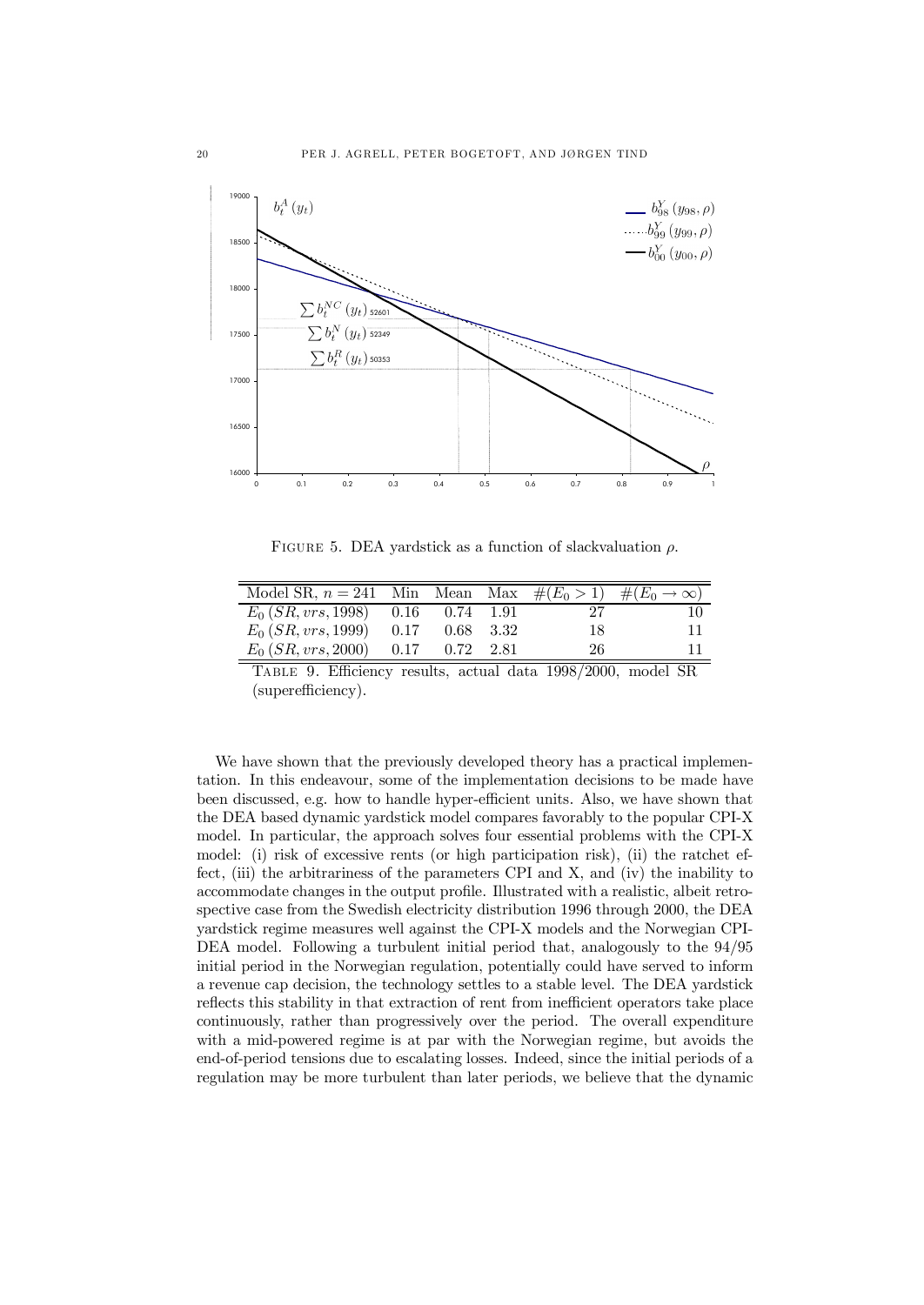FIGURE 5. DEA yardstick as a function of slackvaluation $\rho$.

| Model SR, $n = 241$ | Min | Mean | Max | $\#(E_0 > 1)$ | $\#(E_0 \to \infty)$ |
|---|---|---|---|---|---|
| $E_0\,(SR, vrs, 1998)$ | 0.16 | 0.74 | 1.91 | 27 | 10 |
| $E_0\,(SR, vrs, 1999)$ | 0.17 | 0.68 | 3.32 | 18 | 11 |
| $E_0\,(SR, vrs, 2000)$ | 0.17 | 0.72 | 2.81 | 26 | 11 |

TABLE 9. Efficiency results, actual data 1998/2000, model SR (superefficiency).

We have shown that the previously developed theory has a practical implementation. In this endeavour, some of the implementation decisions to be made have been discussed, e.g. how to handle hyper-efficient units. Also, we have shown that the DEA based dynamic yardstick model compares favorably to the popular CPI-X model. In particular, the approach solves four essential problems with the CPI-X model: (i) risk of excessive rents (or high participation risk), (ii) the ratchet effect, (iii) the arbitrariness of the parameters CPI and X, and (iv) the inability to accommodate changes in the output profile. Illustrated with a realistic, albeit retrospective case from the Swedish electricity distribution 1996 through 2000, the DEA yardstick regime measures well against the CPI-X models and the Norwegian CPI-DEA model. Following a turbulent initial period that, analogously to the 94/95 initial period in the Norwegian regulation, potentially could have served to inform a revenue cap decision, the technology settles to a stable level. The DEA yardstick reflects this stability in that extraction of rent from inefficient operators take place continuously, rather than progressively over the period. The overall expenditure with a mid-powered regime is at par with the Norwegian regime, but avoids the end-of-period tensions due to escalating losses. Indeed, since the initial periods of a regulation may be more turbulent than later periods, we believe that the dynamic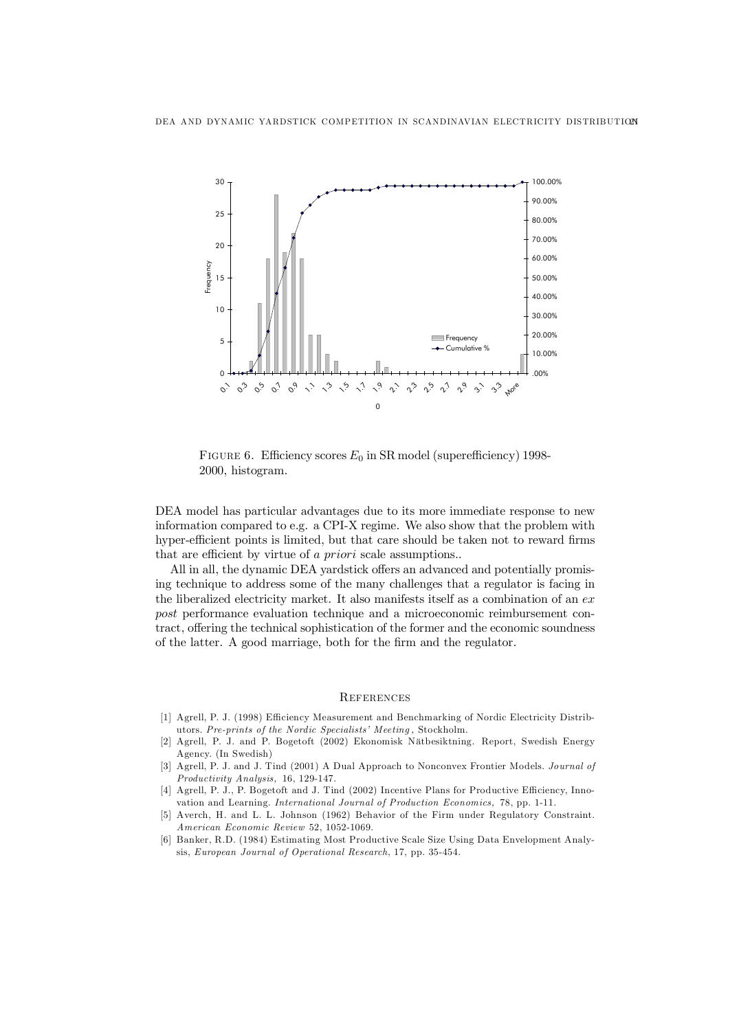FIGURE 6. Efficiency scores $E_0$ in SR model (superefficiency) 1998-2000, histogram.

DEA model has particular advantages due to its more immediate response to new information compared to e.g. a CPI-X regime. We also show that the problem with hyper-efficient points is limited, but that care should be taken not to reward firms that are efficient by virtue of *a priori* scale assumptions..

All in all, the dynamic DEA yardstick offers an advanced and potentially promising technique to address some of the many challenges that a regulator is facing in the liberalized electricity market. It also manifests itself as a combination of an *ex post* performance evaluation technique and a microeconomic reimbursement contract, offering the technical sophistication of the former and the economic soundness of the latter. A good marriage, both for the firm and the regulator.

## REFERENCES

[1] Agrell, P. J. (1998) Efficiency Measurement and Benchmarking of Nordic Electricity Distributors. *Pre-prints of the Nordic Specialists' Meeting*, Stockholm.

[2] Agrell, P. J. and P. Bogetoft (2002) Ekonomisk Nätbesiktning. Report, Swedish Energy Agency. (In Swedish)

[3] Agrell, P. J. and J. Tind (2001) A Dual Approach to Nonconvex Frontier Models. *Journal of Productivity Analysis,* 16, 129-147.

[4] Agrell, P. J., P. Bogetoft and J. Tind (2002) Incentive Plans for Productive Efficiency, Innovation and Learning. *International Journal of Production Economics,* 78, pp. 1-11.

[5] Averch, H. and L. L. Johnson (1962) Behavior of the Firm under Regulatory Constraint. *American Economic Review* 52, 1052-1069.

[6] Banker, R.D. (1984) Estimating Most Productive Scale Size Using Data Envelopment Analysis, *European Journal of Operational Research*, 17, pp. 35-454.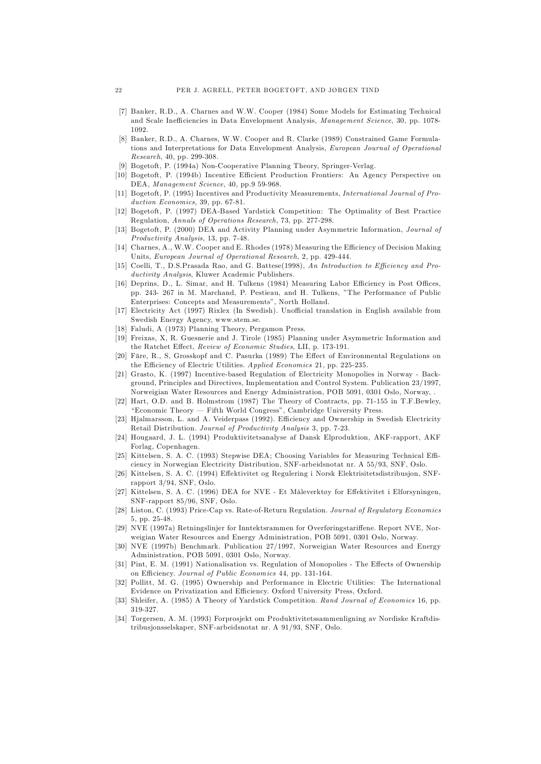[7] Banker, R.D., A. Charnes and W.W. Cooper (1984) Some Models for Estimating Technical and Scale Inefficiencies in Data Envelopment Analysis, *Management Science*, 30, pp. 1078-1092.

[8] Banker, R.D., A. Charnes, W.W. Cooper and R. Clarke (1989) Constrained Game Formulations and Interpretations for Data Envelopment Analysis, *European Journal of Operational Research*, 40, pp. 299-308.

[9] Bogetoft, P. (1994a) Non-Cooperative Planning Theory, Springer-Verlag.

[10] Bogetoft, P. (1994b) Incentive Efficient Production Frontiers: An Agency Perspective on DEA, *Management Science*, 40, pp.9 59-968.

[11] Bogetoft, P. (1995) Incentives and Productivity Measurements, *International Journal of Production Economics*, 39, pp. 67-81.

[12] Bogetoft, P. (1997) DEA-Based Yardstick Competition: The Optimality of Best Practice Regulation, *Annals of Operations Research*, 73, pp. 277-298.

[13] Bogetoft, P. (2000) DEA and Activity Planning under Asymmetric Information, *Journal of Productivity Analysis*, 13, pp. 7-48.

[14] Charnes, A., W.W. Cooper and E. Rhodes (1978) Measuring the Efficiency of Decision Making Units, *European Journal of Operational Research*, 2, pp. 429-444.

[15] Coelli, T., D.S.Prasada Rao, and G. Battese(1998), *An Introduction to Efficiency and Productivity Analysis*, Kluwer Academic Publishers.

[16] Deprins, D., L. Simar, and H. Tulkens (1984) Measuring Labor Efficiency in Post Offices, pp. 243- 267 in M. Marchand, P. Pestieau, and H. Tulkens, "The Performance of Public Enterprises: Concepts and Measurements", North Holland.

[17] Electricity Act (1997) Rixlex (In Swedish). Unofficial translation in English available from Swedish Energy Agency, www.stem.se.

[18] Faludi, A (1973) Planning Theory, Pergamon Press.

[19] Freixas, X, R. Guesnerie and J. Tirole (1985) Planning under Asymmetric Information and the Ratchet Effect, *Review of Economic Studies*, LII, p. 173-191.

[20] Färe, R., S, Grosskopf and C. Pasurka (1989) The Effect of Environmental Regulations on the Efficiency of Electric Utilities. *Applied Economics* 21, pp. 225-235.

[21] Grasto, K. (1997) Incentive-based Regulation of Electricity Monopolies in Norway - Background, Principles and Directives, Implementation and Control System. Publication 23/1997, Norweigian Water Resources and Energy Administration, POB 5091, 0301 Oslo, Norway, .

[22] Hart, O.D. and B. Holmstrom (1987) The Theory of Contracts, pp. 71-155 in T.F.Bewley, "Economic Theory — Fifth World Congress", Cambridge University Press.

[23] Hjalmarsson, L. and A. Veiderpass (1992). Efficiency and Ownership in Swedish Electricity Retail Distribution. *Journal of Productivity Analysis* 3, pp. 7-23.

[24] Hougaard, J. L. (1994) Produktivitetsanalyse af Dansk Elproduktion, AKF-rapport, AKF Forlag, Copenhagen.

[25] Kittelsen, S. A. C. (1993) Stepwise DEA; Choosing Variables for Measuring Technical Efficiency in Norwegian Electricity Distribution, SNF-arbeidsnotat nr. A 55/93, SNF, Oslo.

[26] Kittelsen, S. A. C. (1994) Effektivitet og Regulering i Norsk Elektrisitetsdistribusjon, SNF-rapport 3/94, SNF, Oslo.

[27] Kittelsen, S. A. C. (1996) DEA for NVE - Et Måleverktøy for Effektivitet i Elforsyningen, SNF-rapport 85/96, SNF, Oslo.

[28] Liston, C. (1993) Price-Cap vs. Rate-of-Return Regulation. *Journal of Regulatory Economics* 5, pp. 25-48.

[29] NVE (1997a) Retningslinjer for Inntektsrammen for Overføringstariffene. Report NVE, Norweigian Water Resources and Energy Administration, POB 5091, 0301 Oslo, Norway.

[30] NVE (1997b) Benchmark. Publication 27/1997, Norweigian Water Resources and Energy Administration, POB 5091, 0301 Oslo, Norway.

[31] Pint, E. M. (1991) Nationalisation vs. Regulation of Monopolies - The Effects of Ownership on Efficiency. *Journal of Public Economics* 44, pp. 131-164.

[32] Pollitt, M. G. (1995) Ownership and Performance in Electric Utilities: The International Evidence on Privatization and Efficiency. Oxford University Press, Oxford.

[33] Shleifer, A. (1985) A Theory of Yardstick Competition. *Rand Journal of Economics* 16, pp. 319-327.

[34] Torgersen, A. M. (1993) Forprosjekt om Produktivitetssammenligning av Nordiske Kraftdistribusjonsselskaper, SNF-arbeidsnotat nr. A 91/93, SNF, Oslo.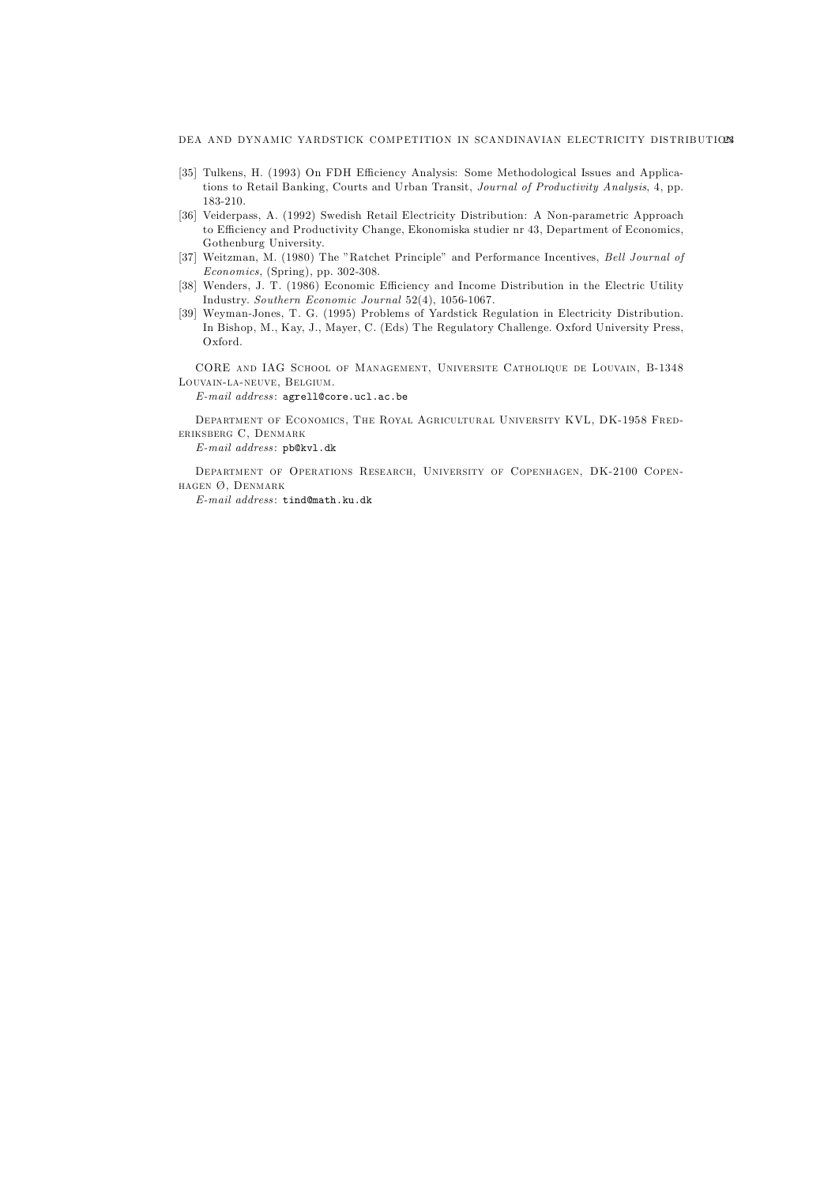[35] Tulkens, H. (1993) On FDH Efficiency Analysis: Some Methodological Issues and Applications to Retail Banking, Courts and Urban Transit, *Journal of Productivity Analysis*, 4, pp. 183-210.

[36] Veiderpass, A. (1992) Swedish Retail Electricity Distribution: A Non-parametric Approach to Efficiency and Productivity Change, Ekonomiska studier nr 43, Department of Economics, Gothenburg University.

[37] Weitzman, M. (1980) The "Ratchet Principle" and Performance Incentives, *Bell Journal of Economics*, (Spring), pp. 302-308.

[38] Wenders, J. T. (1986) Economic Efficiency and Income Distribution in the Electric Utility Industry. *Southern Economic Journal* 52(4), 1056-1067.

[39] Weyman-Jones, T. G. (1995) Problems of Yardstick Regulation in Electricity Distribution. In Bishop, M., Kay, J., Mayer, C. (Eds) The Regulatory Challenge. Oxford University Press, Oxford.

CORE and IAG School of Management, Universite Catholique de Louvain, B-1348 Louvain-la-neuve, Belgium.

*E-mail address*: agrell@core.ucl.ac.be

Department of Economics, The Royal Agricultural University KVL, DK-1958 Frederiksberg C, Denmark

*E-mail address*: pb@kvl.dk

Department of Operations Research, University of Copenhagen, DK-2100 Copenhagen Ø, Denmark

*E-mail address*: tind@math.ku.dk